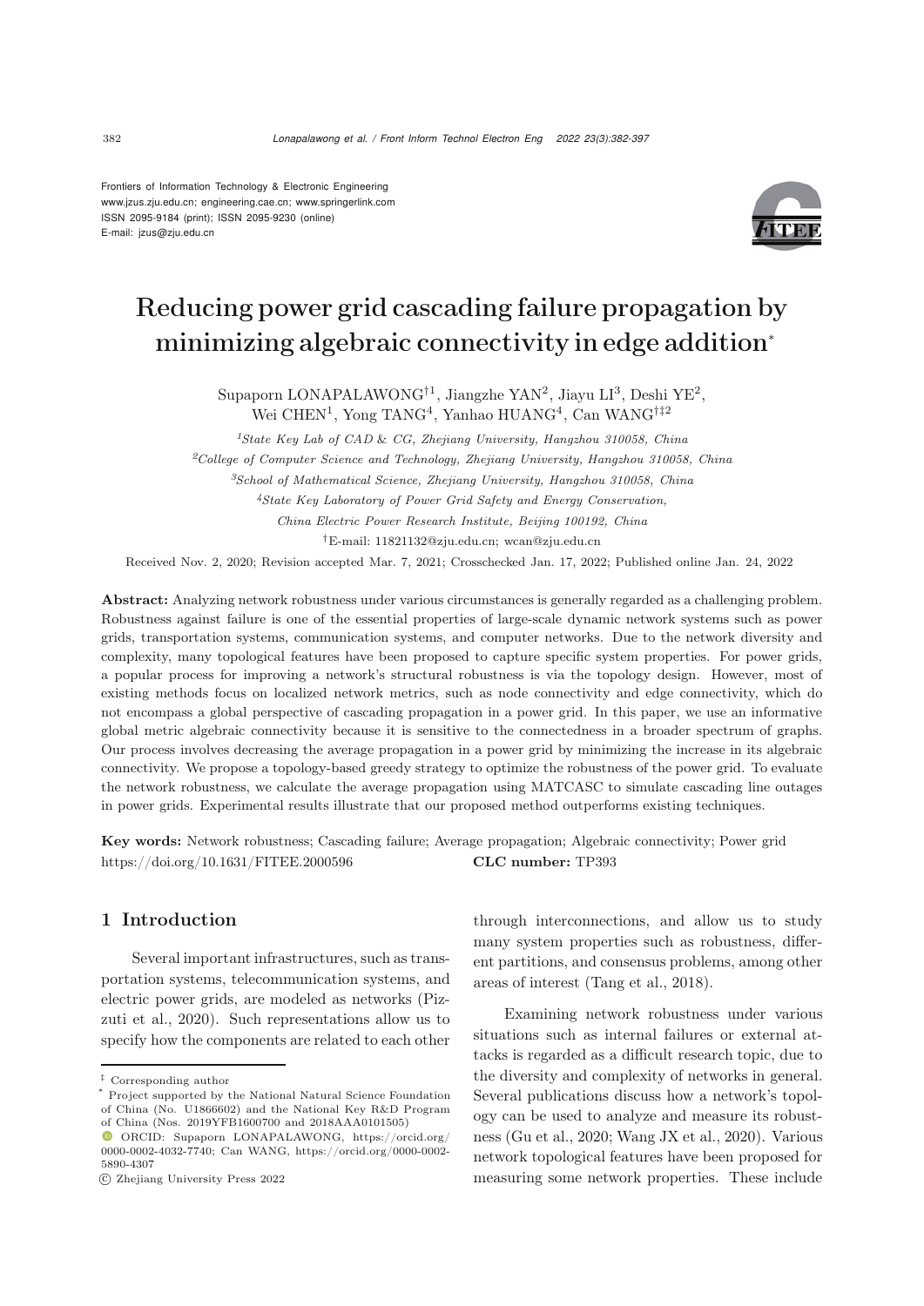Frontiers of Information Technology & Electronic Engineering
www.jzus.zju.edu.cn; engineering.cae.cn; www.springerlink.com
ISSN 2095-9184 (print); ISSN 2095-9230 (online)
E-mail: jzus@zju.edu.cn

# Reducing power grid cascading failure propagation by minimizing algebraic connectivity in edge addition*

Supaporn LONAPALAWONG[†1], Jiangzhe YAN[2], Jiayu LI[3], Deshi YE[2], Wei CHEN[1], Yong TANG[4], Yanhao HUANG[4], Can WANG[†‡2]

[1]*State Key Lab of CAD & CG, Zhejiang University, Hangzhou 310058, China*
[2]*College of Computer Science and Technology, Zhejiang University, Hangzhou 310058, China*
[3]*School of Mathematical Science, Zhejiang University, Hangzhou 310058, China*
[4]*State Key Laboratory of Power Grid Safety and Energy Conservation, China Electric Power Research Institute, Beijing 100192, China*
[†]E-mail: 11821132@zju.edu.cn; wcan@zju.edu.cn

Received Nov. 2, 2020; Revision accepted Mar. 7, 2021; Crosschecked Jan. 17, 2022; Published online Jan. 24, 2022

**Abstract:** Analyzing network robustness under various circumstances is generally regarded as a challenging problem. Robustness against failure is one of the essential properties of large-scale dynamic network systems such as power grids, transportation systems, communication systems, and computer networks. Due to the network diversity and complexity, many topological features have been proposed to capture specific system properties. For power grids, a popular process for improving a network's structural robustness is via the topology design. However, most of existing methods focus on localized network metrics, such as node connectivity and edge connectivity, which do not encompass a global perspective of cascading propagation in a power grid. In this paper, we use an informative global metric algebraic connectivity because it is sensitive to the connectedness in a broader spectrum of graphs. Our process involves decreasing the average propagation in a power grid by minimizing the increase in its algebraic connectivity. We propose a topology-based greedy strategy to optimize the robustness of the power grid. To evaluate the network robustness, we calculate the average propagation using MATCASC to simulate cascading line outages in power grids. Experimental results illustrate that our proposed method outperforms existing techniques.

**Key words:** Network robustness; Cascading failure; Average propagation; Algebraic connectivity; Power grid
https://doi.org/10.1631/FITEE.2000596 **CLC number:** TP393

## 1 Introduction

Several important infrastructures, such as transportation systems, telecommunication systems, and electric power grids, are modeled as networks (Pizzuti et al., 2020). Such representations allow us to specify how the components are related to each other through interconnections, and allow us to study many system properties such as robustness, different partitions, and consensus problems, among other areas of interest (Tang et al., 2018).

Examining network robustness under various situations such as internal failures or external attacks is regarded as a difficult research topic, due to the diversity and complexity of networks in general. Several publications discuss how a network's topology can be used to analyze and measure its robustness (Gu et al., 2020; Wang JX et al., 2020). Various network topological features have been proposed for measuring some network properties. These include

---

‡ Corresponding author

\* Project supported by the National Natural Science Foundation of China (No. U1866602) and the National Key R&D Program of China (Nos. 2019YFB1600700 and 2018AAA0101505)

ORCID: Supaporn LONAPALAWONG, https://orcid.org/0000-0002-4032-7740; Can WANG, https://orcid.org/0000-0002-5890-4307

© Zhejiang University Press 2022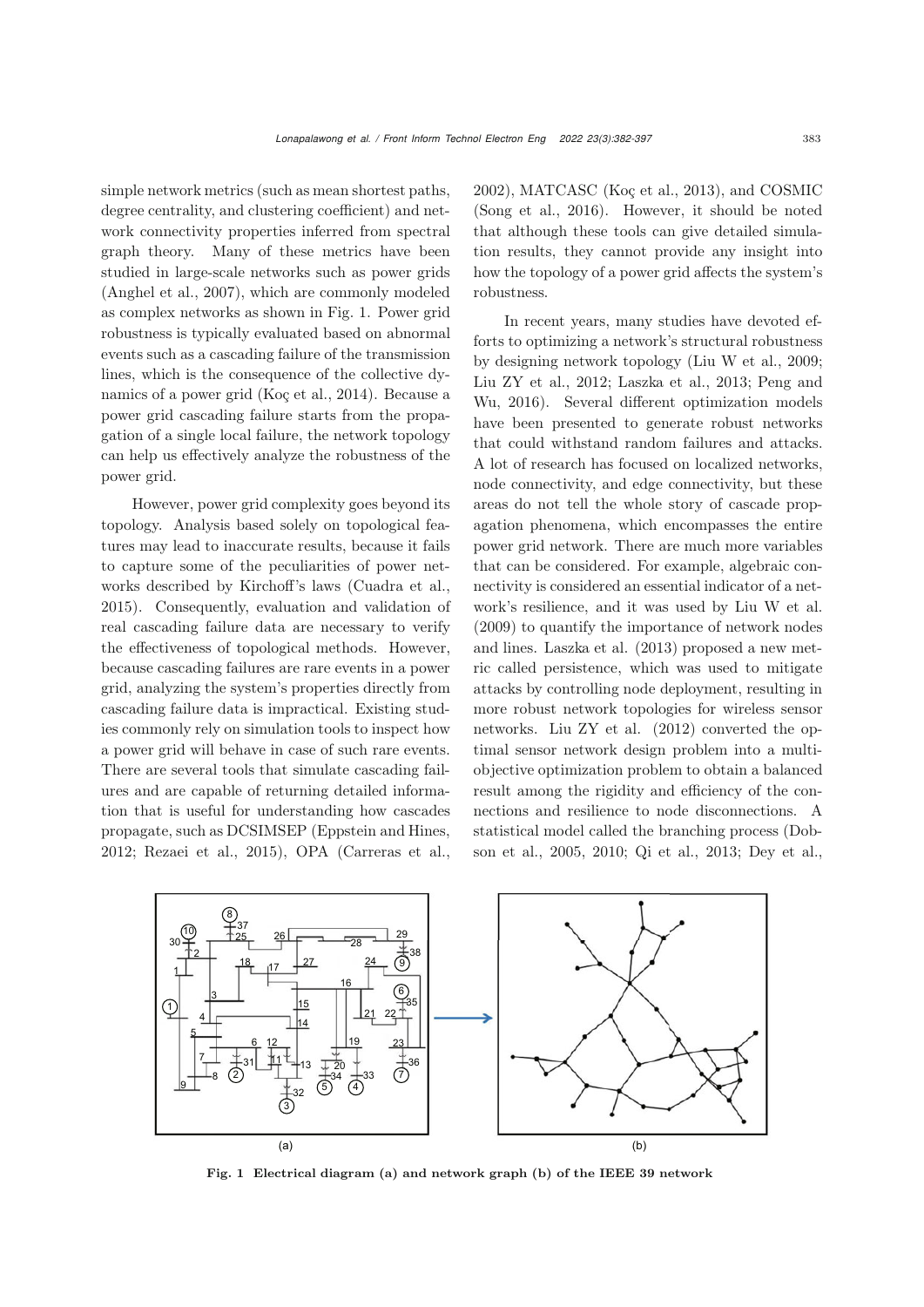simple network metrics (such as mean shortest paths, degree centrality, and clustering coefficient) and network connectivity properties inferred from spectral graph theory. Many of these metrics have been studied in large-scale networks such as power grids (Anghel et al., 2007), which are commonly modeled as complex networks as shown in Fig. 1. Power grid robustness is typically evaluated based on abnormal events such as a cascading failure of the transmission lines, which is the consequence of the collective dynamics of a power grid (Koç et al., 2014). Because a power grid cascading failure starts from the propagation of a single local failure, the network topology can help us effectively analyze the robustness of the power grid.

However, power grid complexity goes beyond its topology. Analysis based solely on topological features may lead to inaccurate results, because it fails to capture some of the peculiarities of power networks described by Kirchhoff's laws (Cuadra et al., 2015). Consequently, evaluation and validation of real cascading failure data are necessary to verify the effectiveness of topological methods. However, because cascading failures are rare events in a power grid, analyzing the system's properties directly from cascading failure data is impractical. Existing studies commonly rely on simulation tools to inspect how a power grid will behave in case of such rare events. There are several tools that simulate cascading failures and are capable of returning detailed information that is useful for understanding how cascades propagate, such as DCSIMSEP (Eppstein and Hines, 2012; Rezaei et al., 2015), OPA (Carreras et al., 2002), MATCASC (Koç et al., 2013), and COSMIC (Song et al., 2016). However, it should be noted that although these tools can give detailed simulation results, they cannot provide any insight into how the topology of a power grid affects the system's robustness.

In recent years, many studies have devoted efforts to optimizing a network's structural robustness by designing network topology (Liu W et al., 2009; Liu ZY et al., 2012; Laszka et al., 2013; Peng and Wu, 2016). Several different optimization models have been presented to generate robust networks that could withstand random failures and attacks. A lot of research has focused on localized networks, node connectivity, and edge connectivity, but these areas do not tell the whole story of cascade propagation phenomena, which encompasses the entire power grid network. There are much more variables that can be considered. For example, algebraic connectivity is considered an essential indicator of a network's resilience, and it was used by Liu W et al. (2009) to quantify the importance of network nodes and lines. Laszka et al. (2013) proposed a new metric called persistence, which was used to mitigate attacks by controlling node deployment, resulting in more robust network topologies for wireless sensor networks. Liu ZY et al. (2012) converted the optimal sensor network design problem into a multi-objective optimization problem to obtain a balanced result among the rigidity and efficiency of the connections and resilience to node disconnections. A statistical model called the branching process (Dobson et al., 2005, 2010; Qi et al., 2013; Dey et al.,

**Fig. 1 Electrical diagram (a) and network graph (b) of the IEEE 39 network**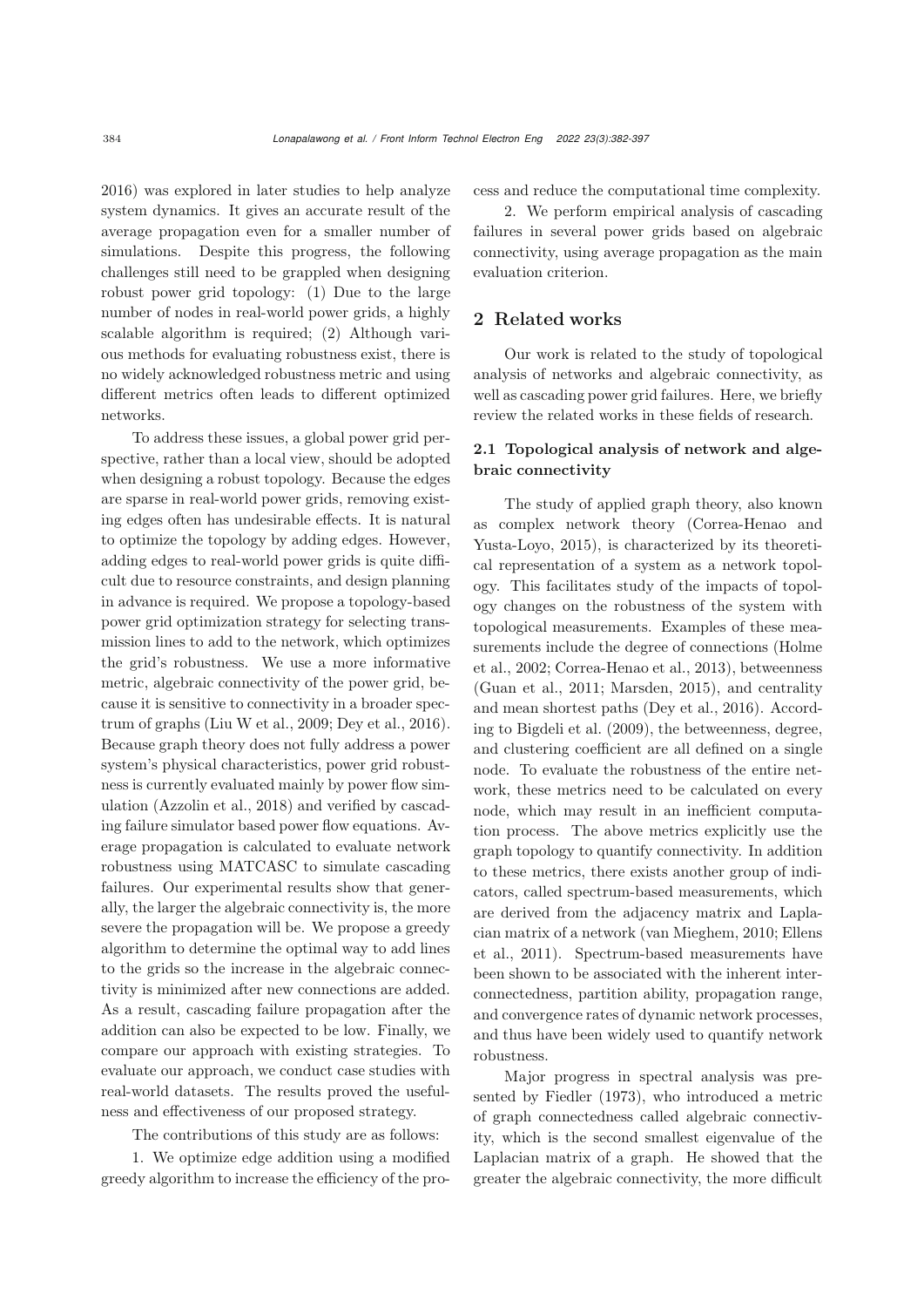2016) was explored in later studies to help analyze system dynamics. It gives an accurate result of the average propagation even for a smaller number of simulations. Despite this progress, the following challenges still need to be grappled when designing robust power grid topology: (1) Due to the large number of nodes in real-world power grids, a highly scalable algorithm is required; (2) Although various methods for evaluating robustness exist, there is no widely acknowledged robustness metric and using different metrics often leads to different optimized networks.

To address these issues, a global power grid perspective, rather than a local view, should be adopted when designing a robust topology. Because the edges are sparse in real-world power grids, removing existing edges often has undesirable effects. It is natural to optimize the topology by adding edges. However, adding edges to real-world power grids is quite difficult due to resource constraints, and design planning in advance is required. We propose a topology-based power grid optimization strategy for selecting transmission lines to add to the network, which optimizes the grid's robustness. We use a more informative metric, algebraic connectivity of the power grid, because it is sensitive to connectivity in a broader spectrum of graphs (Liu W et al., 2009; Dey et al., 2016). Because graph theory does not fully address a power system's physical characteristics, power grid robustness is currently evaluated mainly by power flow simulation (Azzolin et al., 2018) and verified by cascading failure simulator based power flow equations. Average propagation is calculated to evaluate network robustness using MATCASC to simulate cascading failures. Our experimental results show that generally, the larger the algebraic connectivity is, the more severe the propagation will be. We propose a greedy algorithm to determine the optimal way to add lines to the grids so the increase in the algebraic connectivity is minimized after new connections are added. As a result, cascading failure propagation after the addition can also be expected to be low. Finally, we compare our approach with existing strategies. To evaluate our approach, we conduct case studies with real-world datasets. The results proved the usefulness and effectiveness of our proposed strategy.

The contributions of this study are as follows:

1. We optimize edge addition using a modified greedy algorithm to increase the efficiency of the process and reduce the computational time complexity.

2. We perform empirical analysis of cascading failures in several power grids based on algebraic connectivity, using average propagation as the main evaluation criterion.

## 2 Related works

Our work is related to the study of topological analysis of networks and algebraic connectivity, as well as cascading power grid failures. Here, we briefly review the related works in these fields of research.

### 2.1 Topological analysis of network and algebraic connectivity

The study of applied graph theory, also known as complex network theory (Correa-Henao and Yusta-Loyo, 2015), is characterized by its theoretical representation of a system as a network topology. This facilitates study of the impacts of topology changes on the robustness of the system with topological measurements. Examples of these measurements include the degree of connections (Holme et al., 2002; Correa-Henao et al., 2013), betweenness (Guan et al., 2011; Marsden, 2015), and centrality and mean shortest paths (Dey et al., 2016). According to Bigdeli et al. (2009), the betweenness, degree, and clustering coefficient are all defined on a single node. To evaluate the robustness of the entire network, these metrics need to be calculated on every node, which may result in an inefficient computation process. The above metrics explicitly use the graph topology to quantify connectivity. In addition to these metrics, there exists another group of indicators, called spectrum-based measurements, which are derived from the adjacency matrix and Laplacian matrix of a network (van Mieghem, 2010; Ellens et al., 2011). Spectrum-based measurements have been shown to be associated with the inherent interconnectedness, partition ability, propagation range, and convergence rates of dynamic network processes, and thus have been widely used to quantify network robustness.

Major progress in spectral analysis was presented by Fiedler (1973), who introduced a metric of graph connectedness called algebraic connectivity, which is the second smallest eigenvalue of the Laplacian matrix of a graph. He showed that the greater the algebraic connectivity, the more difficult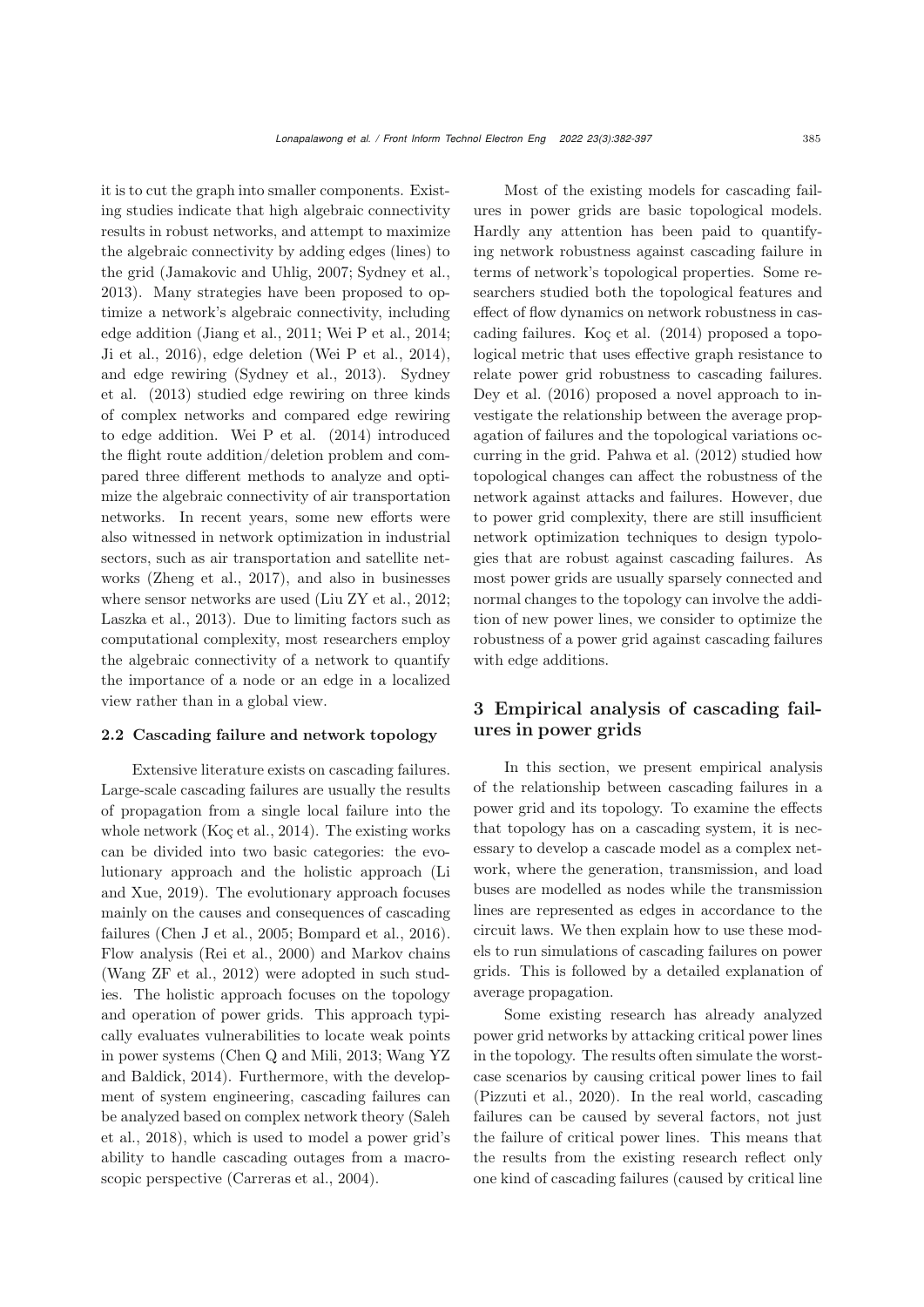it is to cut the graph into smaller components. Existing studies indicate that high algebraic connectivity results in robust networks, and attempt to maximize the algebraic connectivity by adding edges (lines) to the grid (Jamakovic and Uhlig, 2007; Sydney et al., 2013). Many strategies have been proposed to optimize a network's algebraic connectivity, including edge addition (Jiang et al., 2011; Wei P et al., 2014; Ji et al., 2016), edge deletion (Wei P et al., 2014), and edge rewiring (Sydney et al., 2013). Sydney et al. (2013) studied edge rewiring on three kinds of complex networks and compared edge rewiring to edge addition. Wei P et al. (2014) introduced the flight route addition/deletion problem and compared three different methods to analyze and optimize the algebraic connectivity of air transportation networks. In recent years, some new efforts were also witnessed in network optimization in industrial sectors, such as air transportation and satellite networks (Zheng et al., 2017), and also in businesses where sensor networks are used (Liu ZY et al., 2012; Laszka et al., 2013). Due to limiting factors such as computational complexity, most researchers employ the algebraic connectivity of a network to quantify the importance of a node or an edge in a localized view rather than in a global view.

### 2.2 Cascading failure and network topology

Extensive literature exists on cascading failures. Large-scale cascading failures are usually the results of propagation from a single local failure into the whole network (Koç et al., 2014). The existing works can be divided into two basic categories: the evolutionary approach and the holistic approach (Li and Xue, 2019). The evolutionary approach focuses mainly on the causes and consequences of cascading failures (Chen J et al., 2005; Bompard et al., 2016). Flow analysis (Rei et al., 2000) and Markov chains (Wang ZF et al., 2012) were adopted in such studies. The holistic approach focuses on the topology and operation of power grids. This approach typically evaluates vulnerabilities to locate weak points in power systems (Chen Q and Mili, 2013; Wang YZ and Baldick, 2014). Furthermore, with the development of system engineering, cascading failures can be analyzed based on complex network theory (Saleh et al., 2018), which is used to model a power grid's ability to handle cascading outages from a macroscopic perspective (Carreras et al., 2004).

Most of the existing models for cascading failures in power grids are basic topological models. Hardly any attention has been paid to quantifying network robustness against cascading failure in terms of network's topological properties. Some researchers studied both the topological features and effect of flow dynamics on network robustness in cascading failures. Koç et al. (2014) proposed a topological metric that uses effective graph resistance to relate power grid robustness to cascading failures. Dey et al. (2016) proposed a novel approach to investigate the relationship between the average propagation of failures and the topological variations occurring in the grid. Pahwa et al. (2012) studied how topological changes can affect the robustness of the network against attacks and failures. However, due to power grid complexity, there are still insufficient network optimization techniques to design typologies that are robust against cascading failures. As most power grids are usually sparsely connected and normal changes to the topology can involve the addition of new power lines, we consider to optimize the robustness of a power grid against cascading failures with edge additions.

## 3 Empirical analysis of cascading failures in power grids

In this section, we present empirical analysis of the relationship between cascading failures in a power grid and its topology. To examine the effects that topology has on a cascading system, it is necessary to develop a cascade model as a complex network, where the generation, transmission, and load buses are modelled as nodes while the transmission lines are represented as edges in accordance to the circuit laws. We then explain how to use these models to run simulations of cascading failures on power grids. This is followed by a detailed explanation of average propagation.

Some existing research has already analyzed power grid networks by attacking critical power lines in the topology. The results often simulate the worst-case scenarios by causing critical power lines to fail (Pizzuti et al., 2020). In the real world, cascading failures can be caused by several factors, not just the failure of critical power lines. This means that the results from the existing research reflect only one kind of cascading failures (caused by critical line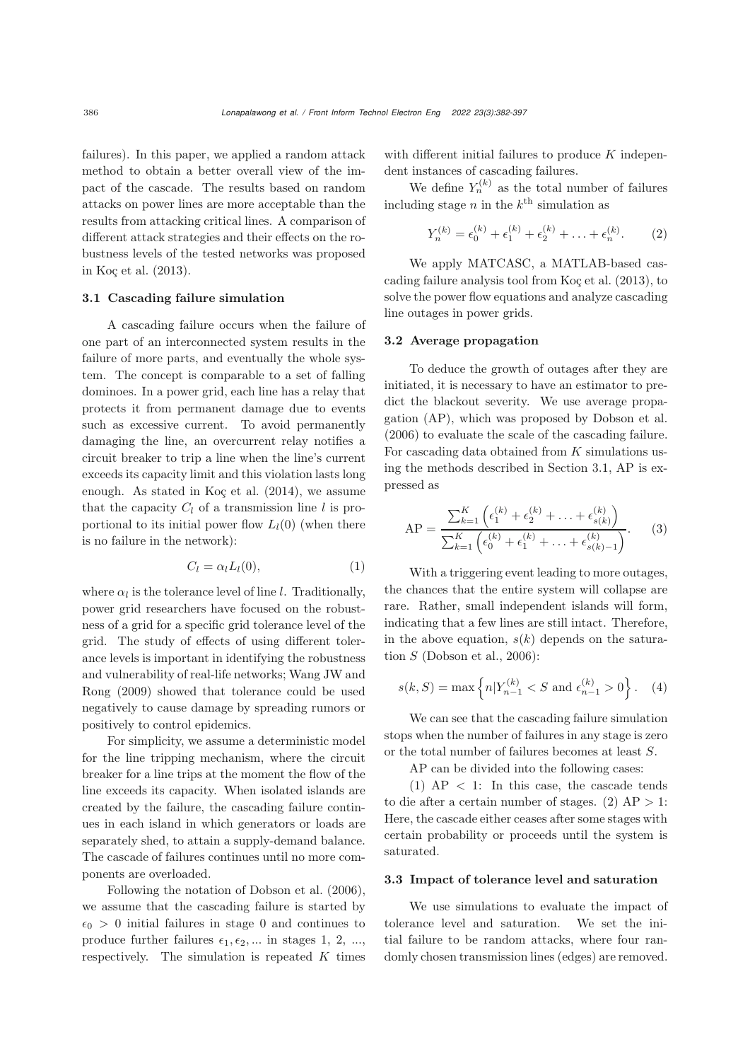failures). In this paper, we applied a random attack method to obtain a better overall view of the impact of the cascade. The results based on random attacks on power lines are more acceptable than the results from attacking critical lines. A comparison of different attack strategies and their effects on the robustness levels of the tested networks was proposed in Koç et al. (2013).

### 3.1 Cascading failure simulation

A cascading failure occurs when the failure of one part of an interconnected system results in the failure of more parts, and eventually the whole system. The concept is comparable to a set of falling dominoes. In a power grid, each line has a relay that protects it from permanent damage due to events such as excessive current. To avoid permanently damaging the line, an overcurrent relay notifies a circuit breaker to trip a line when the line's current exceeds its capacity limit and this violation lasts long enough. As stated in Koç et al. (2014), we assume that the capacity $C_l$ of a transmission line $l$ is proportional to its initial power flow $L_l(0)$ (when there is no failure in the network):

$$C_l = \alpha_l L_l(0), \tag{1}$$

where $\alpha_l$ is the tolerance level of line $l$. Traditionally, power grid researchers have focused on the robustness of a grid for a specific grid tolerance level of the grid. The study of effects of using different tolerance levels is important in identifying the robustness and vulnerability of real-life networks; Wang JW and Rong (2009) showed that tolerance could be used negatively to cause damage by spreading rumors or positively to control epidemics.

For simplicity, we assume a deterministic model for the line tripping mechanism, where the circuit breaker for a line trips at the moment the flow of the line exceeds its capacity. When isolated islands are created by the failure, the cascading failure continues in each island in which generators or loads are separately shed, to attain a supply-demand balance. The cascade of failures continues until no more components are overloaded.

Following the notation of Dobson et al. (2006), we assume that the cascading failure is started by $\epsilon_0 > 0$ initial failures in stage 0 and continues to produce further failures $\epsilon_1, \epsilon_2, \ldots$ in stages 1, 2, ..., respectively. The simulation is repeated $K$ times with different initial failures to produce $K$ independent instances of cascading failures.

We define $Y_n^{(k)}$ as the total number of failures including stage $n$ in the $k^{\text{th}}$ simulation as

$$Y_n^{(k)} = \epsilon_0^{(k)} + \epsilon_1^{(k)} + \epsilon_2^{(k)} + \ldots + \epsilon_n^{(k)}. \tag{2}$$

We apply MATCASC, a MATLAB-based cascading failure analysis tool from Koç et al. (2013), to solve the power flow equations and analyze cascading line outages in power grids.

### 3.2 Average propagation

To deduce the growth of outages after they are initiated, it is necessary to have an estimator to predict the blackout severity. We use average propagation (AP), which was proposed by Dobson et al. (2006) to evaluate the scale of the cascading failure. For cascading data obtained from $K$ simulations using the methods described in Section 3.1, AP is expressed as

$$\text{AP} = \frac{\sum_{k=1}^{K}\left(\epsilon_1^{(k)} + \epsilon_2^{(k)} + \ldots + \epsilon_{s(k)}^{(k)}\right)}{\sum_{k=1}^{K}\left(\epsilon_0^{(k)} + \epsilon_1^{(k)} + \ldots + \epsilon_{s(k)-1}^{(k)}\right)}. \tag{3}$$

With a triggering event leading to more outages, the chances that the entire system will collapse are rare. Rather, small independent islands will form, indicating that a few lines are still intact. Therefore, in the above equation, $s(k)$ depends on the saturation $S$ (Dobson et al., 2006):

$$s(k, S) = \max\left\{n | Y_{n-1}^{(k)} < S \text{ and } \epsilon_{n-1}^{(k)} > 0\right\}. \tag{4}$$

We can see that the cascading failure simulation stops when the number of failures in any stage is zero or the total number of failures becomes at least $S$.

AP can be divided into the following cases:

(1) AP $< 1$: In this case, the cascade tends to die after a certain number of stages. (2) AP $> 1$: Here, the cascade either ceases after some stages with certain probability or proceeds until the system is saturated.

### 3.3 Impact of tolerance level and saturation

We use simulations to evaluate the impact of tolerance level and saturation. We set the initial failure to be random attacks, where four randomly chosen transmission lines (edges) are removed.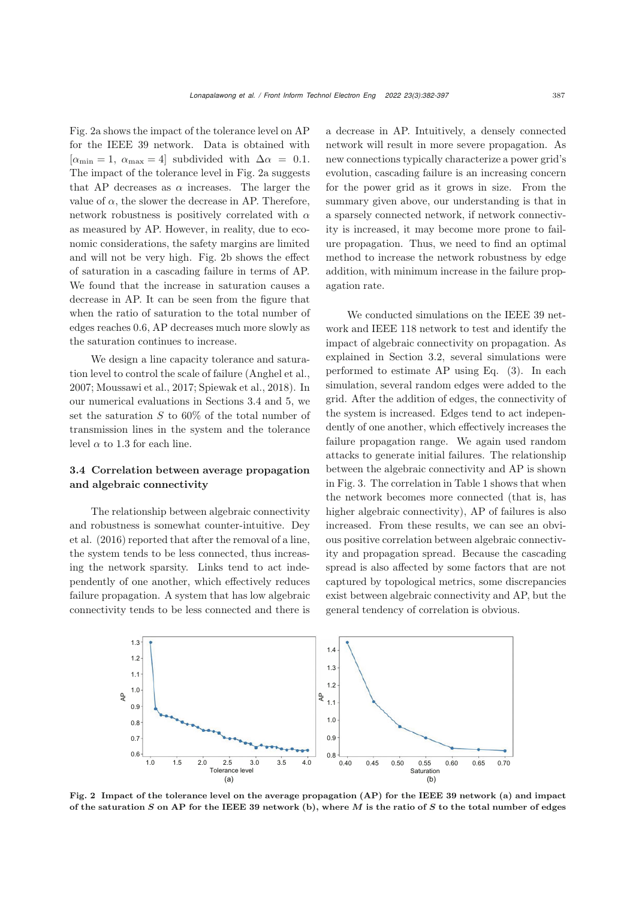Fig. 2a shows the impact of the tolerance level on AP for the IEEE 39 network. Data is obtained with $[\alpha_{\min} = 1,\ \alpha_{\max} = 4]$ subdivided with $\Delta\alpha = 0.1$. The impact of the tolerance level in Fig. 2a suggests that AP decreases as $\alpha$ increases. The larger the value of $\alpha$, the slower the decrease in AP. Therefore, network robustness is positively correlated with $\alpha$ as measured by AP. However, in reality, due to economic considerations, the safety margins are limited and will not be very high. Fig. 2b shows the effect of saturation in a cascading failure in terms of AP. We found that the increase in saturation causes a decrease in AP. It can be seen from the figure that when the ratio of saturation to the total number of edges reaches 0.6, AP decreases much more slowly as the saturation continues to increase.

We design a line capacity tolerance and saturation level to control the scale of failure (Anghel et al., 2007; Moussawi et al., 2017; Spiewak et al., 2018). In our numerical evaluations in Sections 3.4 and 5, we set the saturation $S$ to 60% of the total number of transmission lines in the system and the tolerance level $\alpha$ to 1.3 for each line.

### 3.4 Correlation between average propagation and algebraic connectivity

The relationship between algebraic connectivity and robustness is somewhat counter-intuitive. Dey et al. (2016) reported that after the removal of a line, the system tends to be less connected, thus increasing the network sparsity. Links tend to act independently of one another, which effectively reduces failure propagation. A system that has low algebraic connectivity tends to be less connected and there is a decrease in AP. Intuitively, a densely connected network will result in more severe propagation. As new connections typically characterize a power grid's evolution, cascading failure is an increasing concern for the power grid as it grows in size. From the summary given above, our understanding is that in a sparsely connected network, if network connectivity is increased, it may become more prone to failure propagation. Thus, we need to find an optimal method to increase the network robustness by edge addition, with minimum increase in the failure propagation rate.

We conducted simulations on the IEEE 39 network and IEEE 118 network to test and identify the impact of algebraic connectivity on propagation. As explained in Section 3.2, several simulations were performed to estimate AP using Eq. (3). In each simulation, several random edges were added to the grid. After the addition of edges, the connectivity of the system is increased. Edges tend to act independently of one another, which effectively increases the failure propagation range. We again used random attacks to generate initial failures. The relationship between the algebraic connectivity and AP is shown in Fig. 3. The correlation in Table 1 shows that when the network becomes more connected (that is, has higher algebraic connectivity), AP of failures is also increased. From these results, we can see an obvious positive correlation between algebraic connectivity and propagation spread. Because the cascading spread is also affected by some factors that are not captured by topological metrics, some discrepancies exist between algebraic connectivity and AP, but the general tendency of correlation is obvious.

**Fig. 2 Impact of the tolerance level on the average propagation (AP) for the IEEE 39 network (a) and impact of the saturation $S$ on AP for the IEEE 39 network (b), where $M$ is the ratio of $S$ to the total number of edges**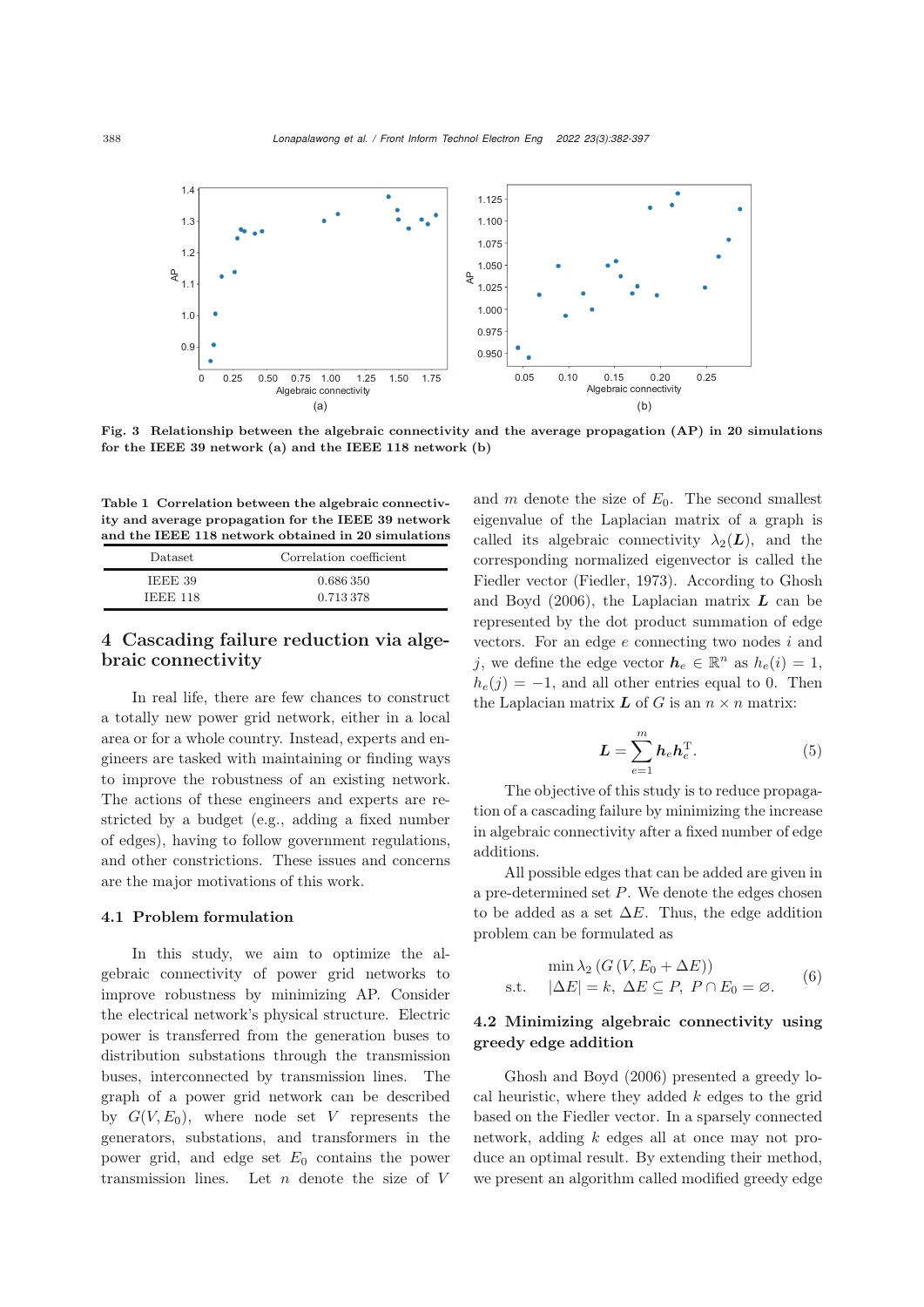Fig. 3 Relationship between the algebraic connectivity and the average propagation (AP) in 20 simulations for the IEEE 39 network (a) and the IEEE 118 network (b)

Table 1 Correlation between the algebraic connectivity and average propagation for the IEEE 39 network and the IEEE 118 network obtained in 20 simulations

| Dataset | Correlation coefficient |
|---|---|
| IEEE 39 | 0.686 350 |
| IEEE 118 | 0.713 378 |

## 4 Cascading failure reduction via algebraic connectivity

In real life, there are few chances to construct a totally new power grid network, either in a local area or for a whole country. Instead, experts and engineers are tasked with maintaining or finding ways to improve the robustness of an existing network. The actions of these engineers and experts are restricted by a budget (e.g., adding a fixed number of edges), having to follow government regulations, and other constrictions. These issues and concerns are the major motivations of this work.

### 4.1 Problem formulation

In this study, we aim to optimize the algebraic connectivity of power grid networks to improve robustness by minimizing AP. Consider the electrical network's physical structure. Electric power is transferred from the generation buses to distribution substations through the transmission buses, interconnected by transmission lines. The graph of a power grid network can be described by $G(V, E_0)$, where node set $V$ represents the generators, substations, and transformers in the power grid, and edge set $E_0$ contains the power transmission lines. Let $n$ denote the size of $V$ and $m$ denote the size of $E_0$. The second smallest eigenvalue of the Laplacian matrix of a graph is called its algebraic connectivity $\lambda_2(\boldsymbol{L})$, and the corresponding normalized eigenvector is called the Fiedler vector (Fiedler, 1973). According to Ghosh and Boyd (2006), the Laplacian matrix $\boldsymbol{L}$ can be represented by the dot product summation of edge vectors. For an edge $e$ connecting two nodes $i$ and $j$, we define the edge vector $\boldsymbol{h}_e \in \mathbb{R}^n$ as $h_e(i) = 1$, $h_e(j) = -1$, and all other entries equal to 0. Then the Laplacian matrix $\boldsymbol{L}$ of $G$ is an $n \times n$ matrix:

$$\boldsymbol{L} = \sum_{e=1}^{m} \boldsymbol{h}_e \boldsymbol{h}_e^{\mathrm{T}}. \tag{5}$$

The objective of this study is to reduce propagation of a cascading failure by minimizing the increase in algebraic connectivity after a fixed number of edge additions.

All possible edges that can be added are given in a pre-determined set $P$. We denote the edges chosen to be added as a set $\Delta E$. Thus, the edge addition problem can be formulated as

$$\begin{aligned} &\min \lambda_2\left(G\left(V, E_0 + \Delta E\right)\right) \\ \text{s.t.}\quad &|\Delta E| = k,\ \Delta E \subseteq P,\ P \cap E_0 = \varnothing. \end{aligned} \tag{6}$$

### 4.2 Minimizing algebraic connectivity using greedy edge addition

Ghosh and Boyd (2006) presented a greedy local heuristic, where they added $k$ edges to the grid based on the Fiedler vector. In a sparsely connected network, adding $k$ edges all at once may not produce an optimal result. By extending their method, we present an algorithm called modified greedy edge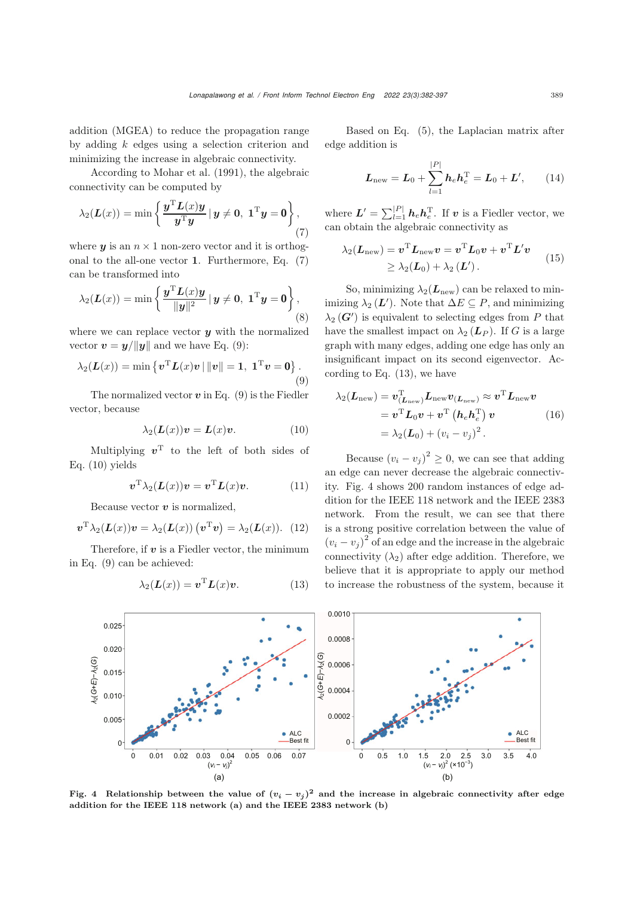addition (MGEA) to reduce the propagation range by adding $k$ edges using a selection criterion and minimizing the increase in algebraic connectivity.

According to Mohar et al. (1991), the algebraic connectivity can be computed by

$$\lambda_2(\boldsymbol{L}(x)) = \min\left\{\frac{\boldsymbol{y}^{\mathrm{T}}\boldsymbol{L}(x)\boldsymbol{y}}{\boldsymbol{y}^{\mathrm{T}}\boldsymbol{y}} \,|\, \boldsymbol{y} \neq \boldsymbol{0},\ \boldsymbol{1}^{\mathrm{T}}\boldsymbol{y} = \boldsymbol{0}\right\}, \tag{7}$$

where $\boldsymbol{y}$ is an $n \times 1$ non-zero vector and it is orthogonal to the all-one vector $\boldsymbol{1}$. Furthermore, Eq. (7) can be transformed into

$$\lambda_2(\boldsymbol{L}(x)) = \min\left\{\frac{\boldsymbol{y}^{\mathrm{T}}\boldsymbol{L}(x)\boldsymbol{y}}{\|\boldsymbol{y}\|^2} \,|\, \boldsymbol{y} \neq \boldsymbol{0},\ \boldsymbol{1}^{\mathrm{T}}\boldsymbol{y} = \boldsymbol{0}\right\}, \tag{8}$$

where we can replace vector $\boldsymbol{y}$ with the normalized vector $\boldsymbol{v} = \boldsymbol{y}/\|\boldsymbol{y}\|$ and we have Eq. (9):

$$\lambda_2(\boldsymbol{L}(x)) = \min\left\{\boldsymbol{v}^{\mathrm{T}}\boldsymbol{L}(x)\boldsymbol{v} \,|\, \|\boldsymbol{v}\| = \boldsymbol{1},\ \boldsymbol{1}^{\mathrm{T}}\boldsymbol{v} = \boldsymbol{0}\right\}. \tag{9}$$

The normalized vector $\boldsymbol{v}$ in Eq. (9) is the Fiedler vector, because

$$\lambda_2(\boldsymbol{L}(x))\boldsymbol{v} = \boldsymbol{L}(x)\boldsymbol{v}. \tag{10}$$

Multiplying $\boldsymbol{v}^{\mathrm{T}}$ to the left of both sides of Eq. (10) yields

$$\boldsymbol{v}^{\mathrm{T}}\lambda_2(\boldsymbol{L}(x))\boldsymbol{v} = \boldsymbol{v}^{\mathrm{T}}\boldsymbol{L}(x)\boldsymbol{v}. \tag{11}$$

Because vector $\boldsymbol{v}$ is normalized,

$$\boldsymbol{v}^{\mathrm{T}}\lambda_2(\boldsymbol{L}(x))\boldsymbol{v} = \lambda_2(\boldsymbol{L}(x))\left(\boldsymbol{v}^{\mathrm{T}}\boldsymbol{v}\right) = \lambda_2(\boldsymbol{L}(x)). \tag{12}$$

Therefore, if $\boldsymbol{v}$ is a Fiedler vector, the minimum in Eq. (9) can be achieved:

$$\lambda_2(\boldsymbol{L}(x)) = \boldsymbol{v}^{\mathrm{T}}\boldsymbol{L}(x)\boldsymbol{v}. \tag{13}$$

Based on Eq. (5), the Laplacian matrix after edge addition is

$$\boldsymbol{L}_{\text{new}} = \boldsymbol{L}_0 + \sum_{l=1}^{|P|}\boldsymbol{h}_e\boldsymbol{h}_e^{\mathrm{T}} = \boldsymbol{L}_0 + \boldsymbol{L}', \tag{14}$$

where $\boldsymbol{L}' = \sum_{l=1}^{|P|}\boldsymbol{h}_e\boldsymbol{h}_e^{\mathrm{T}}$. If $\boldsymbol{v}$ is a Fiedler vector, we can obtain the algebraic connectivity as

$$\begin{aligned}\lambda_2(\boldsymbol{L}_{\text{new}}) &= \boldsymbol{v}^{\mathrm{T}}\boldsymbol{L}_{\text{new}}\boldsymbol{v} = \boldsymbol{v}^{\mathrm{T}}\boldsymbol{L}_0\boldsymbol{v} + \boldsymbol{v}^{\mathrm{T}}\boldsymbol{L}'\boldsymbol{v} \\ &\geq \lambda_2(\boldsymbol{L}_0) + \lambda_2\left(\boldsymbol{L}'\right).\end{aligned} \tag{15}$$

So, minimizing $\lambda_2(\boldsymbol{L}_{\text{new}})$ can be relaxed to minimizing $\lambda_2\left(\boldsymbol{L}'\right)$. Note that $\Delta E \subseteq P$, and minimizing $\lambda_2\left(\boldsymbol{G}'\right)$ is equivalent to selecting edges from $P$ that have the smallest impact on $\lambda_2\left(\boldsymbol{L}_P\right)$. If $G$ is a large graph with many edges, adding one edge has only an insignificant impact on its second eigenvector. According to Eq. (13), we have

$$\begin{aligned}\lambda_2(\boldsymbol{L}_{\text{new}}) &= \boldsymbol{v}_{(\boldsymbol{L}_{\text{new}})}^{\mathrm{T}}\boldsymbol{L}_{\text{new}}\boldsymbol{v}_{(\boldsymbol{L}_{\text{new}})} \approx \boldsymbol{v}^{\mathrm{T}}\boldsymbol{L}_{\text{new}}\boldsymbol{v} \\ &= \boldsymbol{v}^{\mathrm{T}}\boldsymbol{L}_0\boldsymbol{v} + \boldsymbol{v}^{\mathrm{T}}\left(\boldsymbol{h}_e\boldsymbol{h}_e^{\mathrm{T}}\right)\boldsymbol{v} \\ &= \lambda_2(\boldsymbol{L}_0) + (v_i - v_j)^2.\end{aligned} \tag{16}$$

Because $(v_i - v_j)^2 \geq 0$, we can see that adding an edge can never decrease the algebraic connectivity. Fig. 4 shows 200 random instances of edge addition for the IEEE 118 network and the IEEE 2383 network. From the result, we can see that there is a strong positive correlation between the value of $(v_i - v_j)^2$ of an edge and the increase in the algebraic connectivity ($\lambda_2$) after edge addition. Therefore, we believe that it is appropriate to apply our method to increase the robustness of the system, because it

**Fig. 4 Relationship between the value of $(v_i - v_j)^2$ and the increase in algebraic connectivity after edge addition for the IEEE 118 network (a) and the IEEE 2383 network (b)**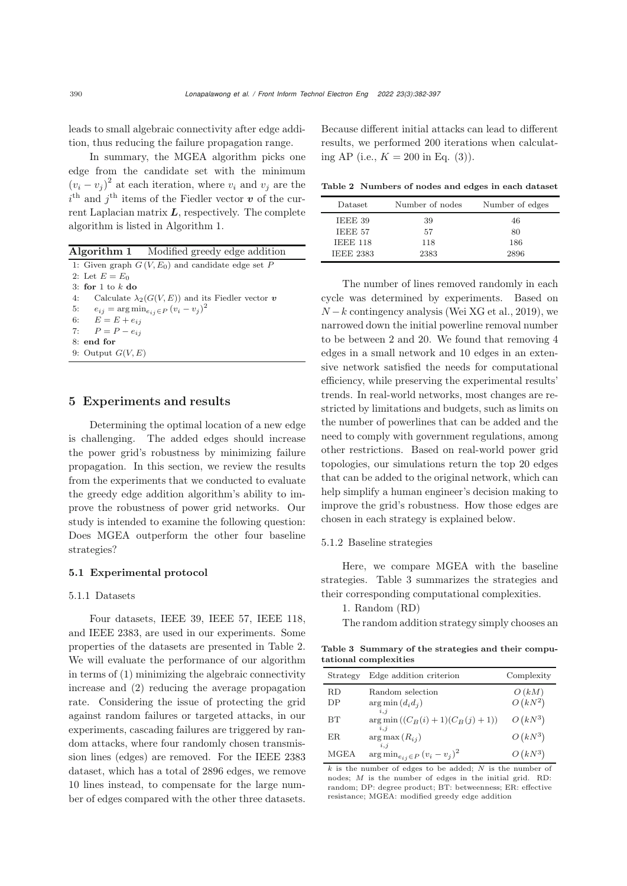leads to small algebraic connectivity after edge addition, thus reducing the failure propagation range.

In summary, the MGEA algorithm picks one edge from the candidate set with the minimum $(v_i - v_j)^2$ at each iteration, where $v_i$ and $v_j$ are the $i^{\text{th}}$ and $j^{\text{th}}$ items of the Fiedler vector $\boldsymbol{v}$ of the current Laplacian matrix $\boldsymbol{L}$, respectively. The complete algorithm is listed in Algorithm 1.

**Algorithm 1** Modified greedy edge addition

```
1: Given graph G(V, E_0) and candidate edge set P
2: Let E = E_0
3: for 1 to k do
4:     Calculate λ_2(G(V, E)) and its Fiedler vector v
5:     e_ij = argmin_{e_ij ∈ P} (v_i − v_j)^2
6:     E = E + e_ij
7:     P = P − e_ij
8: end for
9: Output G(V, E)
```

## 5 Experiments and results

Determining the optimal location of a new edge is challenging. The added edges should increase the power grid's robustness by minimizing failure propagation. In this section, we review the results from the experiments that we conducted to evaluate the greedy edge addition algorithm's ability to improve the robustness of power grid networks. Our study is intended to examine the following question: Does MGEA outperform the other four baseline strategies?

### 5.1 Experimental protocol

#### 5.1.1 Datasets

Four datasets, IEEE 39, IEEE 57, IEEE 118, and IEEE 2383, are used in our experiments. Some properties of the datasets are presented in Table 2. We will evaluate the performance of our algorithm in terms of (1) minimizing the algebraic connectivity increase and (2) reducing the average propagation rate. Considering the issue of protecting the grid against random failures or targeted attacks, in our experiments, cascading failures are triggered by random attacks, where four randomly chosen transmission lines (edges) are removed. For the IEEE 2383 dataset, which has a total of 2896 edges, we remove 10 lines instead, to compensate for the large number of edges compared with the other three datasets. Because different initial attacks can lead to different results, we performed 200 iterations when calculating AP (i.e., $K = 200$ in Eq. (3)).

**Table 2 Numbers of nodes and edges in each dataset**

| Dataset | Number of nodes | Number of edges |
|---|---|---|
| IEEE 39 | 39 | 46 |
| IEEE 57 | 57 | 80 |
| IEEE 118 | 118 | 186 |
| IEEE 2383 | 2383 | 2896 |

The number of lines removed randomly in each cycle was determined by experiments. Based on $N - k$ contingency analysis (Wei XG et al., 2019), we narrowed down the initial powerline removal number to be between 2 and 20. We found that removing 4 edges in a small network and 10 edges in an extensive network satisfied the needs for computational efficiency, while preserving the experimental results' trends. In real-world networks, most changes are restricted by limitations and budgets, such as limits on the number of powerlines that can be added and the need to comply with government regulations, among other restrictions. Based on real-world power grid topologies, our simulations return the top 20 edges that can be added to the original network, which can help simplify a human engineer's decision making to improve the grid's robustness. How those edges are chosen in each strategy is explained below.

#### 5.1.2 Baseline strategies

Here, we compare MGEA with the baseline strategies. Table 3 summarizes the strategies and their corresponding computational complexities.

1. Random (RD)

The random addition strategy simply chooses an

**Table 3 Summary of the strategies and their computational complexities**

| Strategy | Edge addition criterion | Complexity |
|---|---|---|
| RD | Random selection | $O(kM)$ |
| DP | $\arg\min\limits_{i,j}(d_i d_j)$ | $O(kN^2)$ |
| BT | $\arg\min\limits_{i,j}((C_B(i)+1)(C_B(j)+1))$ | $O(kN^3)$ |
| ER | $\arg\max\limits_{i,j}(R_{ij})$ | $O(kN^3)$ |
| MGEA | $\arg\min_{e_{ij}\in P}(v_i - v_j)^2$ | $O(kN^3)$ |

$k$ is the number of edges to be added; $N$ is the number of nodes; $M$ is the number of edges in the initial grid. RD: random; DP: degree product; BT: betweenness; ER: effective resistance; MGEA: modified greedy edge addition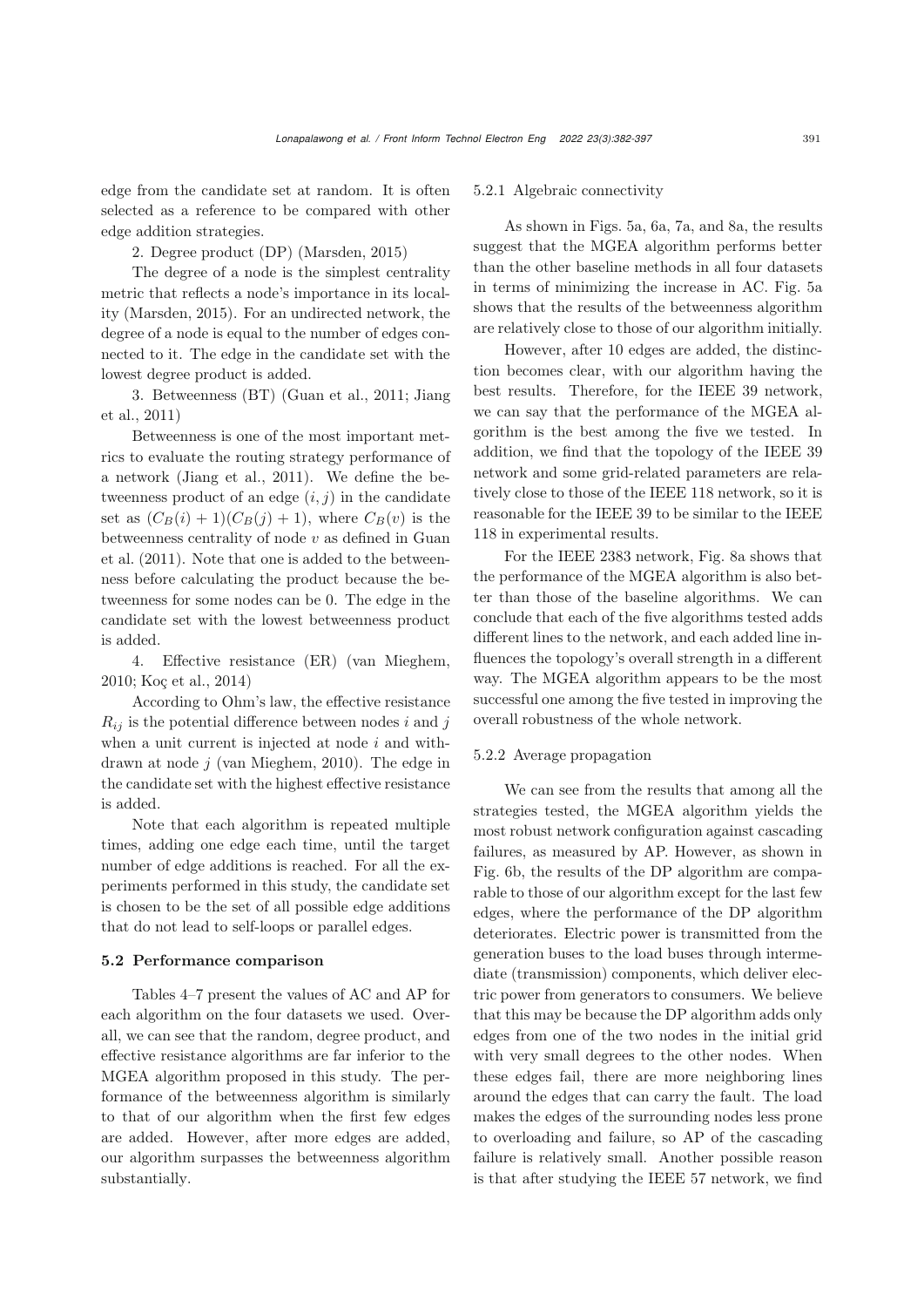edge from the candidate set at random. It is often selected as a reference to be compared with other edge addition strategies.

2. Degree product (DP) (Marsden, 2015)

The degree of a node is the simplest centrality metric that reflects a node's importance in its locality (Marsden, 2015). For an undirected network, the degree of a node is equal to the number of edges connected to it. The edge in the candidate set with the lowest degree product is added.

3. Betweenness (BT) (Guan et al., 2011; Jiang et al., 2011)

Betweenness is one of the most important metrics to evaluate the routing strategy performance of a network (Jiang et al., 2011). We define the betweenness product of an edge $(i, j)$ in the candidate set as $(C_B(i) + 1)(C_B(j) + 1)$, where $C_B(v)$ is the betweenness centrality of node $v$ as defined in Guan et al. (2011). Note that one is added to the betweenness before calculating the product because the betweenness for some nodes can be 0. The edge in the candidate set with the lowest betweenness product is added.

4. Effective resistance (ER) (van Mieghem, 2010; Koç et al., 2014)

According to Ohm's law, the effective resistance $R_{ij}$ is the potential difference between nodes $i$ and $j$ when a unit current is injected at node $i$ and withdrawn at node $j$ (van Mieghem, 2010). The edge in the candidate set with the highest effective resistance is added.

Note that each algorithm is repeated multiple times, adding one edge each time, until the target number of edge additions is reached. For all the experiments performed in this study, the candidate set is chosen to be the set of all possible edge additions that do not lead to self-loops or parallel edges.

### 5.2 Performance comparison

Tables 4–7 present the values of AC and AP for each algorithm on the four datasets we used. Overall, we can see that the random, degree product, and effective resistance algorithms are far inferior to the MGEA algorithm proposed in this study. The performance of the betweenness algorithm is similarly to that of our algorithm when the first few edges are added. However, after more edges are added, our algorithm surpasses the betweenness algorithm substantially.

#### 5.2.1 Algebraic connectivity

As shown in Figs. 5a, 6a, 7a, and 8a, the results suggest that the MGEA algorithm performs better than the other baseline methods in all four datasets in terms of minimizing the increase in AC. Fig. 5a shows that the results of the betweenness algorithm are relatively close to those of our algorithm initially.

However, after 10 edges are added, the distinction becomes clear, with our algorithm having the best results. Therefore, for the IEEE 39 network, we can say that the performance of the MGEA algorithm is the best among the five we tested. In addition, we find that the topology of the IEEE 39 network and some grid-related parameters are relatively close to those of the IEEE 118 network, so it is reasonable for the IEEE 39 to be similar to the IEEE 118 in experimental results.

For the IEEE 2383 network, Fig. 8a shows that the performance of the MGEA algorithm is also better than those of the baseline algorithms. We can conclude that each of the five algorithms tested adds different lines to the network, and each added line influences the topology's overall strength in a different way. The MGEA algorithm appears to be the most successful one among the five tested in improving the overall robustness of the whole network.

#### 5.2.2 Average propagation

We can see from the results that among all the strategies tested, the MGEA algorithm yields the most robust network configuration against cascading failures, as measured by AP. However, as shown in Fig. 6b, the results of the DP algorithm are comparable to those of our algorithm except for the last few edges, where the performance of the DP algorithm deteriorates. Electric power is transmitted from the generation buses to the load buses through intermediate (transmission) components, which deliver electric power from generators to consumers. We believe that this may be because the DP algorithm adds only edges from one of the two nodes in the initial grid with very small degrees to the other nodes. When these edges fail, there are more neighboring lines around the edges that can carry the fault. The load makes the edges of the surrounding nodes less prone to overloading and failure, so AP of the cascading failure is relatively small. Another possible reason is that after studying the IEEE 57 network, we find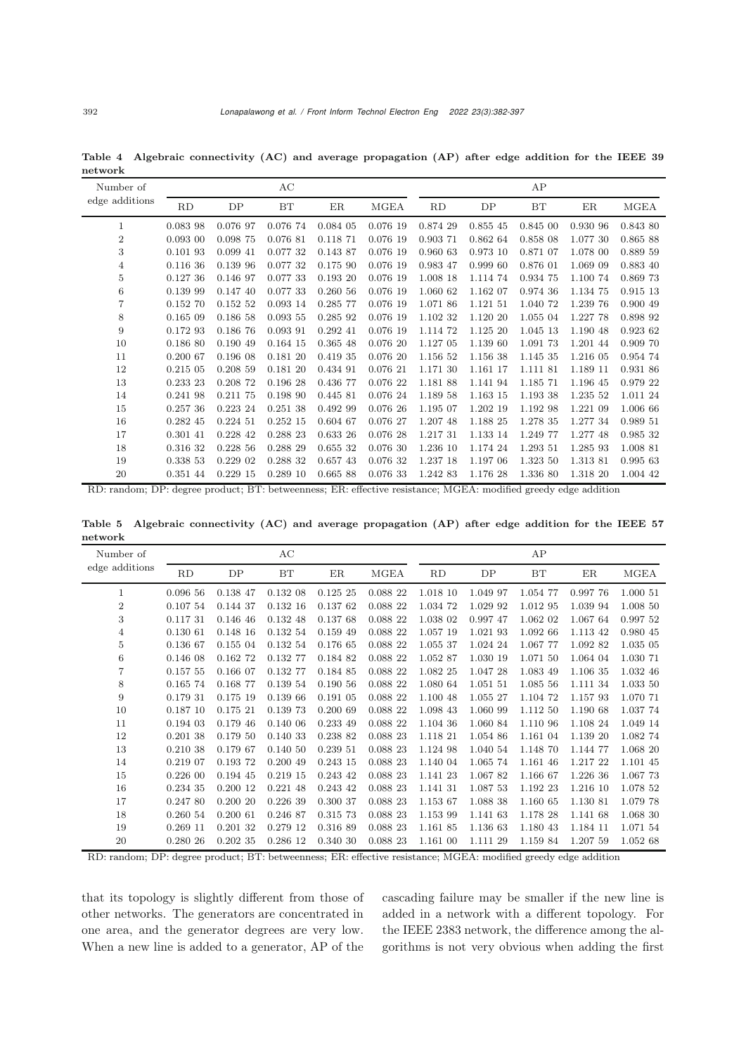**Table 4 Algebraic connectivity (AC) and average propagation (AP) after edge addition for the IEEE 39 network**

| Number of edge additions | AC | | | | | AP | | | | |
|---|---|---|---|---|---|---|---|---|---|---|
| | RD | DP | BT | ER | MGEA | RD | DP | BT | ER | MGEA |
| 1 | 0.083 98 | 0.076 97 | 0.076 74 | 0.084 05 | 0.076 19 | 0.874 29 | 0.855 45 | 0.845 00 | 0.930 96 | 0.843 80 |
| 2 | 0.093 00 | 0.098 75 | 0.076 81 | 0.118 71 | 0.076 19 | 0.903 71 | 0.862 64 | 0.858 08 | 1.077 30 | 0.865 88 |
| 3 | 0.101 93 | 0.099 41 | 0.077 32 | 0.143 87 | 0.076 19 | 0.960 63 | 0.973 10 | 0.871 07 | 1.078 00 | 0.889 59 |
| 4 | 0.116 36 | 0.139 96 | 0.077 32 | 0.175 90 | 0.076 19 | 0.983 47 | 0.999 60 | 0.876 01 | 1.069 09 | 0.883 40 |
| 5 | 0.127 36 | 0.146 97 | 0.077 33 | 0.193 20 | 0.076 19 | 1.008 18 | 1.114 74 | 0.934 75 | 1.100 74 | 0.869 73 |
| 6 | 0.139 99 | 0.147 40 | 0.077 33 | 0.260 56 | 0.076 19 | 1.060 62 | 1.162 07 | 0.974 36 | 1.134 75 | 0.915 13 |
| 7 | 0.152 70 | 0.152 52 | 0.093 14 | 0.285 77 | 0.076 19 | 1.071 86 | 1.121 51 | 1.040 72 | 1.239 76 | 0.900 49 |
| 8 | 0.165 09 | 0.186 58 | 0.093 55 | 0.285 92 | 0.076 19 | 1.102 32 | 1.120 20 | 1.055 04 | 1.227 78 | 0.898 92 |
| 9 | 0.172 93 | 0.186 76 | 0.093 91 | 0.292 41 | 0.076 19 | 1.114 72 | 1.125 20 | 1.045 13 | 1.190 48 | 0.923 62 |
| 10 | 0.186 80 | 0.190 49 | 0.164 15 | 0.365 48 | 0.076 20 | 1.127 05 | 1.139 60 | 1.091 73 | 1.201 44 | 0.909 70 |
| 11 | 0.200 67 | 0.196 08 | 0.181 20 | 0.419 35 | 0.076 20 | 1.156 52 | 1.156 38 | 1.145 35 | 1.216 05 | 0.954 74 |
| 12 | 0.215 05 | 0.208 59 | 0.181 20 | 0.434 91 | 0.076 21 | 1.171 30 | 1.161 17 | 1.111 81 | 1.189 11 | 0.931 86 |
| 13 | 0.233 23 | 0.208 72 | 0.196 28 | 0.436 77 | 0.076 22 | 1.181 88 | 1.141 94 | 1.185 71 | 1.196 45 | 0.979 22 |
| 14 | 0.241 98 | 0.211 75 | 0.198 90 | 0.445 81 | 0.076 24 | 1.189 58 | 1.163 15 | 1.193 38 | 1.235 52 | 1.011 24 |
| 15 | 0.257 36 | 0.223 24 | 0.251 38 | 0.492 99 | 0.076 26 | 1.195 07 | 1.202 19 | 1.192 98 | 1.221 09 | 1.006 66 |
| 16 | 0.282 45 | 0.224 51 | 0.252 15 | 0.604 67 | 0.076 27 | 1.207 48 | 1.188 25 | 1.278 35 | 1.277 34 | 0.989 51 |
| 17 | 0.301 41 | 0.228 42 | 0.288 23 | 0.633 26 | 0.076 28 | 1.217 31 | 1.133 14 | 1.249 77 | 1.277 48 | 0.985 32 |
| 18 | 0.316 32 | 0.228 56 | 0.288 29 | 0.655 32 | 0.076 30 | 1.236 10 | 1.174 24 | 1.293 51 | 1.285 93 | 1.008 81 |
| 19 | 0.338 53 | 0.229 02 | 0.288 32 | 0.657 43 | 0.076 32 | 1.237 18 | 1.197 06 | 1.323 50 | 1.313 81 | 0.995 63 |
| 20 | 0.351 44 | 0.229 15 | 0.289 10 | 0.665 88 | 0.076 33 | 1.242 83 | 1.176 28 | 1.336 80 | 1.318 20 | 1.004 42 |

RD: random; DP: degree product; BT: betweenness; ER: effective resistance; MGEA: modified greedy edge addition

**Table 5 Algebraic connectivity (AC) and average propagation (AP) after edge addition for the IEEE 57 network**

| Number of edge additions | AC | | | | | AP | | | | |
|---|---|---|---|---|---|---|---|---|---|---|
| | RD | DP | BT | ER | MGEA | RD | DP | BT | ER | MGEA |
| 1 | 0.096 56 | 0.138 47 | 0.132 08 | 0.125 25 | 0.088 22 | 1.018 10 | 1.049 97 | 1.054 77 | 0.997 76 | 1.000 51 |
| 2 | 0.107 54 | 0.144 37 | 0.132 16 | 0.137 62 | 0.088 22 | 1.034 72 | 1.029 92 | 1.012 95 | 1.039 94 | 1.008 50 |
| 3 | 0.117 31 | 0.146 46 | 0.132 48 | 0.137 68 | 0.088 22 | 1.038 02 | 0.997 47 | 1.062 02 | 1.067 64 | 0.997 52 |
| 4 | 0.130 61 | 0.148 16 | 0.132 54 | 0.159 49 | 0.088 22 | 1.057 19 | 1.021 93 | 1.092 66 | 1.113 42 | 0.980 45 |
| 5 | 0.136 67 | 0.155 04 | 0.132 54 | 0.176 65 | 0.088 22 | 1.055 37 | 1.024 24 | 1.067 77 | 1.092 82 | 1.035 05 |
| 6 | 0.146 08 | 0.162 72 | 0.132 77 | 0.184 82 | 0.088 22 | 1.052 87 | 1.030 19 | 1.071 50 | 1.064 04 | 1.030 71 |
| 7 | 0.157 55 | 0.166 07 | 0.132 77 | 0.184 85 | 0.088 22 | 1.082 25 | 1.047 28 | 1.083 49 | 1.106 35 | 1.032 46 |
| 8 | 0.165 74 | 0.168 77 | 0.139 54 | 0.190 56 | 0.088 22 | 1.080 64 | 1.051 51 | 1.085 56 | 1.111 34 | 1.033 50 |
| 9 | 0.179 31 | 0.175 19 | 0.139 66 | 0.191 05 | 0.088 22 | 1.100 48 | 1.055 27 | 1.104 72 | 1.157 93 | 1.070 71 |
| 10 | 0.187 10 | 0.175 21 | 0.139 73 | 0.200 69 | 0.088 22 | 1.098 43 | 1.060 99 | 1.112 50 | 1.190 68 | 1.037 74 |
| 11 | 0.194 03 | 0.179 46 | 0.140 06 | 0.233 49 | 0.088 22 | 1.104 36 | 1.060 84 | 1.110 96 | 1.108 24 | 1.049 14 |
| 12 | 0.201 38 | 0.179 50 | 0.140 33 | 0.238 82 | 0.088 23 | 1.118 21 | 1.054 86 | 1.161 04 | 1.139 20 | 1.082 74 |
| 13 | 0.210 38 | 0.179 67 | 0.140 50 | 0.239 51 | 0.088 23 | 1.124 98 | 1.040 54 | 1.148 70 | 1.144 77 | 1.068 20 |
| 14 | 0.219 07 | 0.193 72 | 0.200 49 | 0.243 15 | 0.088 23 | 1.140 04 | 1.065 74 | 1.161 46 | 1.217 22 | 1.101 45 |
| 15 | 0.226 00 | 0.194 45 | 0.219 15 | 0.243 42 | 0.088 23 | 1.141 23 | 1.067 82 | 1.166 67 | 1.226 36 | 1.067 73 |
| 16 | 0.234 35 | 0.200 12 | 0.221 48 | 0.243 42 | 0.088 23 | 1.141 31 | 1.087 53 | 1.192 23 | 1.216 10 | 1.078 52 |
| 17 | 0.247 80 | 0.200 20 | 0.226 39 | 0.300 37 | 0.088 23 | 1.153 67 | 1.088 38 | 1.160 65 | 1.130 81 | 1.079 78 |
| 18 | 0.260 54 | 0.200 61 | 0.246 87 | 0.315 73 | 0.088 23 | 1.153 99 | 1.141 63 | 1.178 28 | 1.141 68 | 1.068 30 |
| 19 | 0.269 11 | 0.201 32 | 0.279 12 | 0.316 89 | 0.088 23 | 1.161 85 | 1.136 63 | 1.180 43 | 1.184 11 | 1.071 54 |
| 20 | 0.280 26 | 0.202 35 | 0.286 12 | 0.340 30 | 0.088 23 | 1.161 00 | 1.111 29 | 1.159 84 | 1.207 59 | 1.052 68 |

RD: random; DP: degree product; BT: betweenness; ER: effective resistance; MGEA: modified greedy edge addition

that its topology is slightly different from those of other networks. The generators are concentrated in one area, and the generator degrees are very low. When a new line is added to a generator, AP of the cascading failure may be smaller if the new line is added in a network with a different topology. For the IEEE 2383 network, the difference among the algorithms is not very obvious when adding the first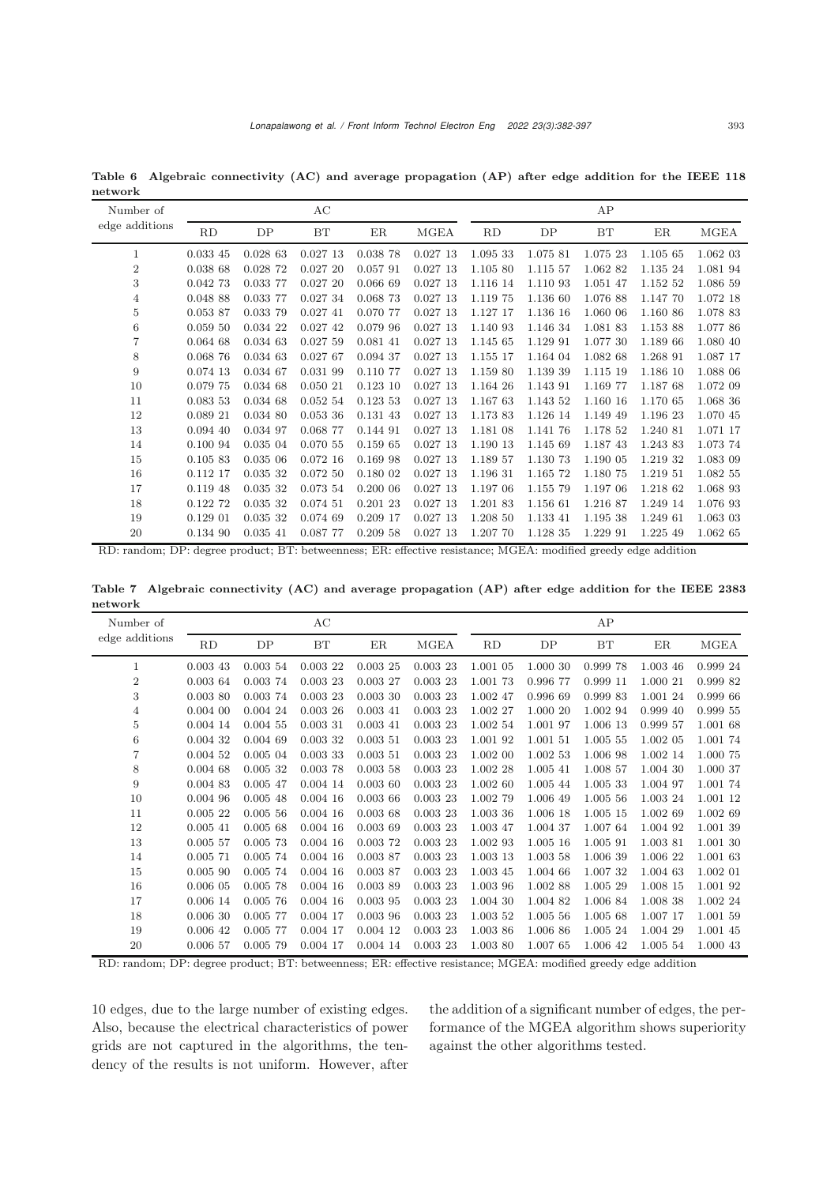**Table 6 Algebraic connectivity (AC) and average propagation (AP) after edge addition for the IEEE 118 network**

| Number of edge additions | AC | | | | | AP | | | | |
|---|---|---|---|---|---|---|---|---|---|---|
| | RD | DP | BT | ER | MGEA | RD | DP | BT | ER | MGEA |
| 1 | 0.033 45 | 0.028 63 | 0.027 13 | 0.038 78 | 0.027 13 | 1.095 33 | 1.075 81 | 1.075 23 | 1.105 65 | 1.062 03 |
| 2 | 0.038 68 | 0.028 72 | 0.027 20 | 0.057 91 | 0.027 13 | 1.105 80 | 1.115 57 | 1.062 82 | 1.135 24 | 1.081 94 |
| 3 | 0.042 73 | 0.033 77 | 0.027 20 | 0.066 69 | 0.027 13 | 1.116 14 | 1.110 93 | 1.051 47 | 1.152 52 | 1.086 59 |
| 4 | 0.048 88 | 0.033 77 | 0.027 34 | 0.068 73 | 0.027 13 | 1.119 75 | 1.136 60 | 1.076 88 | 1.147 70 | 1.072 18 |
| 5 | 0.053 87 | 0.033 79 | 0.027 41 | 0.070 77 | 0.027 13 | 1.127 17 | 1.136 16 | 1.060 06 | 1.160 86 | 1.078 83 |
| 6 | 0.059 50 | 0.034 22 | 0.027 42 | 0.079 96 | 0.027 13 | 1.140 93 | 1.146 34 | 1.081 83 | 1.153 88 | 1.077 86 |
| 7 | 0.064 68 | 0.034 63 | 0.027 59 | 0.081 41 | 0.027 13 | 1.145 65 | 1.129 91 | 1.077 30 | 1.189 66 | 1.080 40 |
| 8 | 0.068 76 | 0.034 63 | 0.027 67 | 0.094 37 | 0.027 13 | 1.155 17 | 1.164 04 | 1.082 68 | 1.268 91 | 1.087 17 |
| 9 | 0.074 13 | 0.034 67 | 0.031 99 | 0.110 77 | 0.027 13 | 1.159 80 | 1.139 39 | 1.115 19 | 1.186 10 | 1.088 06 |
| 10 | 0.079 75 | 0.034 68 | 0.050 21 | 0.123 10 | 0.027 13 | 1.164 26 | 1.143 91 | 1.169 77 | 1.187 68 | 1.072 09 |
| 11 | 0.083 53 | 0.034 68 | 0.052 54 | 0.123 53 | 0.027 13 | 1.167 63 | 1.143 52 | 1.160 16 | 1.170 65 | 1.068 36 |
| 12 | 0.089 21 | 0.034 80 | 0.053 36 | 0.131 43 | 0.027 13 | 1.173 83 | 1.126 14 | 1.149 49 | 1.196 23 | 1.070 45 |
| 13 | 0.094 40 | 0.034 97 | 0.068 77 | 0.144 91 | 0.027 13 | 1.181 08 | 1.141 76 | 1.178 52 | 1.240 81 | 1.071 17 |
| 14 | 0.100 94 | 0.035 04 | 0.070 55 | 0.159 65 | 0.027 13 | 1.190 13 | 1.145 69 | 1.187 43 | 1.243 83 | 1.073 74 |
| 15 | 0.105 83 | 0.035 06 | 0.072 16 | 0.169 98 | 0.027 13 | 1.189 57 | 1.130 73 | 1.190 05 | 1.219 32 | 1.083 09 |
| 16 | 0.112 17 | 0.035 32 | 0.072 50 | 0.180 02 | 0.027 13 | 1.196 31 | 1.165 72 | 1.180 75 | 1.219 51 | 1.082 55 |
| 17 | 0.119 48 | 0.035 32 | 0.073 54 | 0.200 06 | 0.027 13 | 1.197 06 | 1.155 79 | 1.197 06 | 1.218 62 | 1.068 93 |
| 18 | 0.122 72 | 0.035 32 | 0.074 51 | 0.201 23 | 0.027 13 | 1.201 83 | 1.156 61 | 1.216 87 | 1.249 14 | 1.076 93 |
| 19 | 0.129 01 | 0.035 32 | 0.074 69 | 0.209 17 | 0.027 13 | 1.208 50 | 1.133 41 | 1.195 38 | 1.249 61 | 1.063 03 |
| 20 | 0.134 90 | 0.035 41 | 0.087 77 | 0.209 58 | 0.027 13 | 1.207 70 | 1.128 35 | 1.229 91 | 1.225 49 | 1.062 65 |

RD: random; DP: degree product; BT: betweenness; ER: effective resistance; MGEA: modified greedy edge addition

**Table 7 Algebraic connectivity (AC) and average propagation (AP) after edge addition for the IEEE 2383 network**

| Number of edge additions | AC | | | | | AP | | | | |
|---|---|---|---|---|---|---|---|---|---|---|
| | RD | DP | BT | ER | MGEA | RD | DP | BT | ER | MGEA |
| 1 | 0.003 43 | 0.003 54 | 0.003 22 | 0.003 25 | 0.003 23 | 1.001 05 | 1.000 30 | 0.999 78 | 1.003 46 | 0.999 24 |
| 2 | 0.003 64 | 0.003 74 | 0.003 23 | 0.003 27 | 0.003 23 | 1.001 73 | 0.996 77 | 0.999 11 | 1.000 21 | 0.999 82 |
| 3 | 0.003 80 | 0.003 74 | 0.003 23 | 0.003 30 | 0.003 23 | 1.002 47 | 0.996 69 | 0.999 83 | 1.001 24 | 0.999 66 |
| 4 | 0.004 00 | 0.004 24 | 0.003 26 | 0.003 41 | 0.003 23 | 1.002 27 | 1.000 20 | 1.002 94 | 0.999 40 | 0.999 55 |
| 5 | 0.004 14 | 0.004 55 | 0.003 31 | 0.003 41 | 0.003 23 | 1.002 54 | 1.001 97 | 1.006 13 | 0.999 57 | 1.001 68 |
| 6 | 0.004 32 | 0.004 69 | 0.003 32 | 0.003 51 | 0.003 23 | 1.001 92 | 1.001 51 | 1.005 55 | 1.002 05 | 1.001 74 |
| 7 | 0.004 52 | 0.005 04 | 0.003 33 | 0.003 51 | 0.003 23 | 1.002 00 | 1.002 53 | 1.006 98 | 1.002 14 | 1.000 75 |
| 8 | 0.004 68 | 0.005 32 | 0.003 78 | 0.003 58 | 0.003 23 | 1.002 28 | 1.005 41 | 1.008 57 | 1.004 30 | 1.000 37 |
| 9 | 0.004 83 | 0.005 47 | 0.004 14 | 0.003 60 | 0.003 23 | 1.002 60 | 1.005 44 | 1.005 33 | 1.004 97 | 1.001 74 |
| 10 | 0.004 96 | 0.005 48 | 0.004 16 | 0.003 66 | 0.003 23 | 1.002 79 | 1.006 49 | 1.005 56 | 1.003 24 | 1.001 12 |
| 11 | 0.005 22 | 0.005 56 | 0.004 16 | 0.003 68 | 0.003 23 | 1.003 36 | 1.006 18 | 1.005 15 | 1.002 69 | 1.002 69 |
| 12 | 0.005 41 | 0.005 68 | 0.004 16 | 0.003 69 | 0.003 23 | 1.003 47 | 1.004 37 | 1.007 64 | 1.004 92 | 1.001 39 |
| 13 | 0.005 57 | 0.005 73 | 0.004 16 | 0.003 72 | 0.003 23 | 1.002 93 | 1.005 16 | 1.005 91 | 1.003 81 | 1.001 30 |
| 14 | 0.005 71 | 0.005 74 | 0.004 16 | 0.003 87 | 0.003 23 | 1.003 13 | 1.003 58 | 1.006 39 | 1.006 22 | 1.001 63 |
| 15 | 0.005 90 | 0.005 77 | 0.004 16 | 0.003 87 | 0.003 23 | 1.003 45 | 1.004 66 | 1.007 32 | 1.004 63 | 1.002 01 |
| 16 | 0.006 05 | 0.005 78 | 0.004 16 | 0.003 89 | 0.003 23 | 1.003 96 | 1.002 88 | 1.005 29 | 1.008 15 | 1.001 92 |
| 17 | 0.006 14 | 0.005 76 | 0.004 16 | 0.003 95 | 0.003 23 | 1.004 30 | 1.004 82 | 1.006 84 | 1.008 38 | 1.002 24 |
| 18 | 0.006 30 | 0.005 77 | 0.004 17 | 0.003 96 | 0.003 23 | 1.003 52 | 1.005 56 | 1.005 68 | 1.007 17 | 1.001 59 |
| 19 | 0.006 42 | 0.005 77 | 0.004 17 | 0.004 12 | 0.003 23 | 1.003 86 | 1.006 86 | 1.005 24 | 1.004 29 | 1.001 45 |
| 20 | 0.006 57 | 0.005 79 | 0.004 17 | 0.004 14 | 0.003 23 | 1.003 80 | 1.007 65 | 1.006 42 | 1.005 54 | 1.000 43 |

RD: random; DP: degree product; BT: betweenness; ER: effective resistance; MGEA: modified greedy edge addition

10 edges, due to the large number of existing edges. Also, because the electrical characteristics of power grids are not captured in the algorithms, the tendency of the results is not uniform. However, after the addition of a significant number of edges, the performance of the MGEA algorithm shows superiority against the other algorithms tested.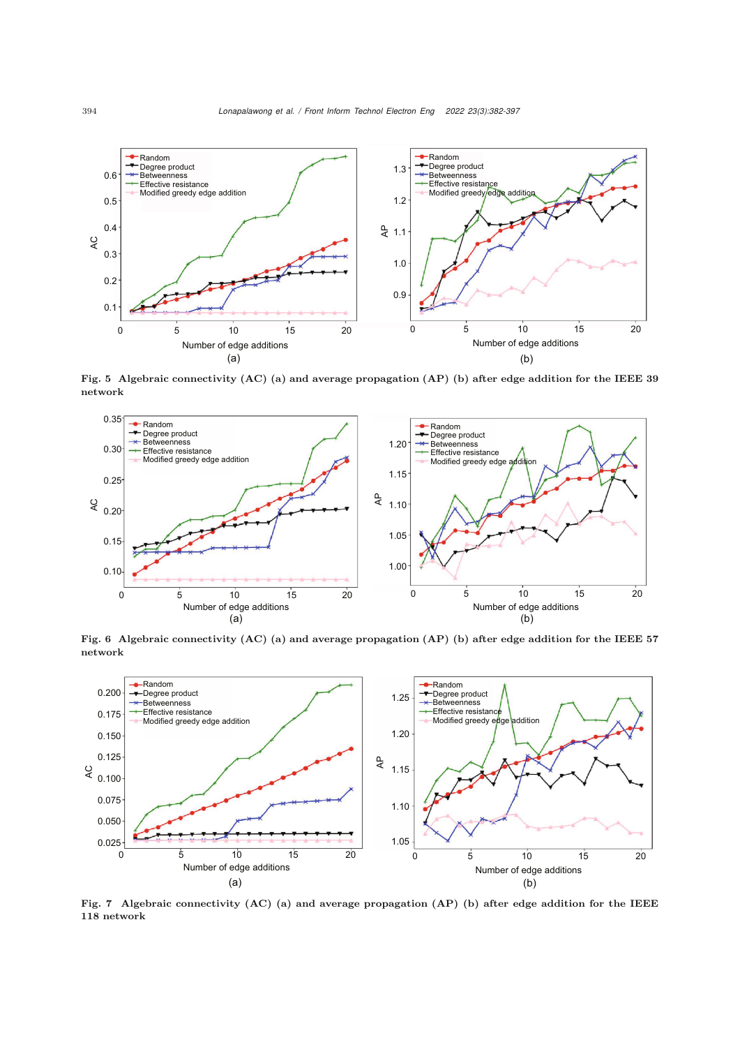Fig. 5 Algebraic connectivity (AC) (a) and average propagation (AP) (b) after edge addition for the IEEE 39 network

Fig. 6 Algebraic connectivity (AC) (a) and average propagation (AP) (b) after edge addition for the IEEE 57 network

Fig. 7 Algebraic connectivity (AC) (a) and average propagation (AP) (b) after edge addition for the IEEE 118 network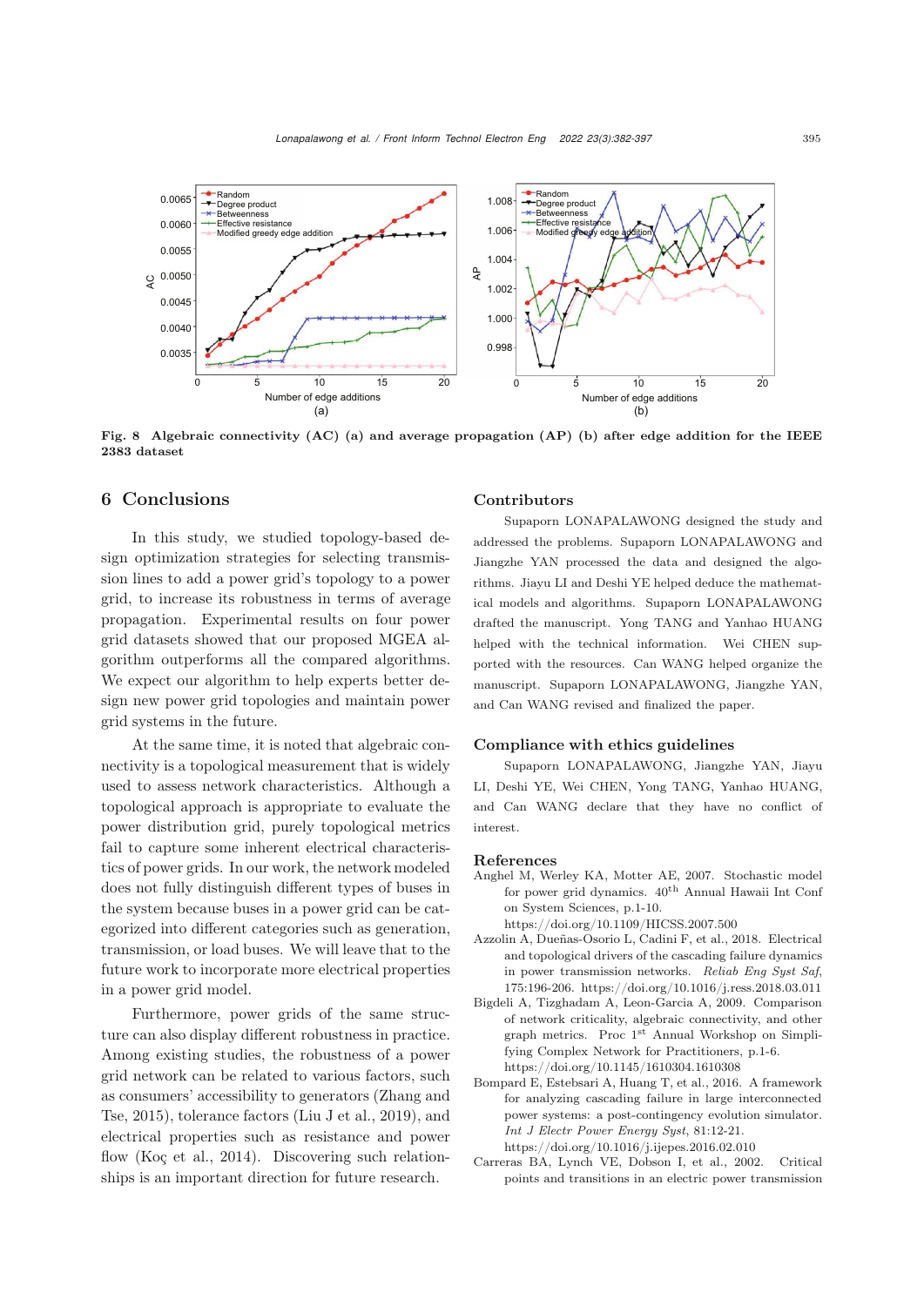**Fig. 8 Algebraic connectivity (AC) (a) and average propagation (AP) (b) after edge addition for the IEEE 2383 dataset**

## 6 Conclusions

In this study, we studied topology-based design optimization strategies for selecting transmission lines to add a power grid's topology to a power grid, to increase its robustness in terms of average propagation. Experimental results on four power grid datasets showed that our proposed MGEA algorithm outperforms all the compared algorithms. We expect our algorithm to help experts better design new power grid topologies and maintain power grid systems in the future.

At the same time, it is noted that algebraic connectivity is a topological measurement that is widely used to assess network characteristics. Although a topological approach is appropriate to evaluate the power distribution grid, purely topological metrics fail to capture some inherent electrical characteristics of power grids. In our work, the network modeled does not fully distinguish different types of buses in the system because buses in a power grid can be categorized into different categories such as generation, transmission, or load buses. We will leave that to the future work to incorporate more electrical properties in a power grid model.

Furthermore, power grids of the same structure can also display different robustness in practice. Among existing studies, the robustness of a power grid network can be related to various factors, such as consumers' accessibility to generators (Zhang and Tse, 2015), tolerance factors (Liu J et al., 2019), and electrical properties such as resistance and power flow (Koç et al., 2014). Discovering such relationships is an important direction for future research.

## Contributors

Supaporn LONAPALAWONG designed the study and addressed the problems. Supaporn LONAPALAWONG and Jiangzhe YAN processed the data and designed the algorithms. Jiayu LI and Deshi YE helped deduce the mathematical models and algorithms. Supaporn LONAPALAWONG drafted the manuscript. Yong TANG and Yanhao HUANG helped with the technical information. Wei CHEN supported with the resources. Can WANG helped organize the manuscript. Supaporn LONAPALAWONG, Jiangzhe YAN, and Can WANG revised and finalized the paper.

## Compliance with ethics guidelines

Supaporn LONAPALAWONG, Jiangzhe YAN, Jiayu LI, Deshi YE, Wei CHEN, Yong TANG, Yanhao HUANG, and Can WANG declare that they have no conflict of interest.

## References

Anghel M, Werley KA, Motter AE, 2007. Stochastic model for power grid dynamics. 40th Annual Hawaii Int Conf on System Sciences, p.1-10. https://doi.org/10.1109/HICSS.2007.500

Azzolin A, Dueñas-Osorio L, Cadini F, et al., 2018. Electrical and topological drivers of the cascading failure dynamics in power transmission networks. *Reliab Eng Syst Saf*, 175:196-206. https://doi.org/10.1016/j.ress.2018.03.011

Bigdeli A, Tizghadam A, Leon-Garcia A, 2009. Comparison of network criticality, algebraic connectivity, and other graph metrics. Proc 1st Annual Workshop on Simplifying Complex Network for Practitioners, p.1-6. https://doi.org/10.1145/1610304.1610308

Bompard E, Estebsari A, Huang T, et al., 2016. A framework for analyzing cascading failure in large interconnected power systems: a post-contingency evolution simulator. *Int J Electr Power Energy Syst*, 81:12-21. https://doi.org/10.1016/j.ijepes.2016.02.010

Carreras BA, Lynch VE, Dobson I, et al., 2002. Critical points and transitions in an electric power transmission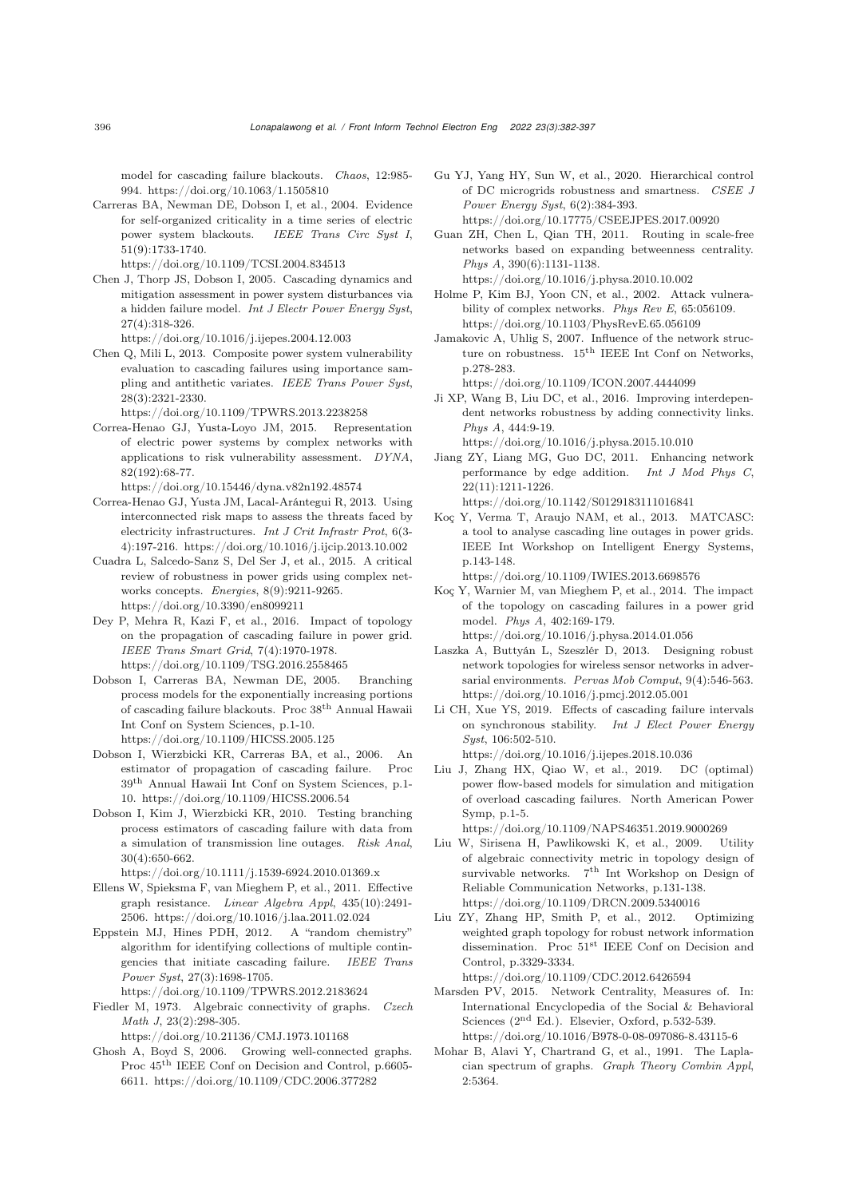model for cascading failure blackouts. *Chaos*, 12:985-994. https://doi.org/10.1063/1.1505810

Carreras BA, Newman DE, Dobson I, et al., 2004. Evidence for self-organized criticality in a time series of electric power system blackouts. *IEEE Trans Circ Syst I*, 51(9):1733-1740. https://doi.org/10.1109/TCSI.2004.834513

Chen J, Thorp JS, Dobson I, 2005. Cascading dynamics and mitigation assessment in power system disturbances via a hidden failure model. *Int J Electr Power Energy Syst*, 27(4):318-326. https://doi.org/10.1016/j.ijepes.2004.12.003

Chen Q, Mili L, 2013. Composite power system vulnerability evaluation to cascading failures using importance sampling and antithetic variates. *IEEE Trans Power Syst*, 28(3):2321-2330. https://doi.org/10.1109/TPWRS.2013.2238258

Correa-Henao GJ, Yusta-Loyo JM, 2015. Representation of electric power systems by complex networks with applications to risk vulnerability assessment. *DYNA*, 82(192):68-77. https://doi.org/10.15446/dyna.v82n192.48574

Correa-Henao GJ, Yusta JM, Lacal-Arántegui R, 2013. Using interconnected risk maps to assess the threats faced by electricity infrastructures. *Int J Crit Infrastr Prot*, 6(3-4):197-216. https://doi.org/10.1016/j.ijcip.2013.10.002

Cuadra L, Salcedo-Sanz S, Del Ser J, et al., 2015. A critical review of robustness in power grids using complex networks concepts. *Energies*, 8(9):9211-9265. https://doi.org/10.3390/en8099211

Dey P, Mehra R, Kazi F, et al., 2016. Impact of topology on the propagation of cascading failure in power grid. *IEEE Trans Smart Grid*, 7(4):1970-1978. https://doi.org/10.1109/TSG.2016.2558465

Dobson I, Carreras BA, Newman DE, 2005. Branching process models for the exponentially increasing portions of cascading failure blackouts. Proc 38th Annual Hawaii Int Conf on System Sciences, p.1-10. https://doi.org/10.1109/HICSS.2005.125

Dobson I, Wierzbicki KR, Carreras BA, et al., 2006. An estimator of propagation of cascading failure. Proc 39th Annual Hawaii Int Conf on System Sciences, p.1-10. https://doi.org/10.1109/HICSS.2006.54

Dobson I, Kim J, Wierzbicki KR, 2010. Testing branching process estimators of cascading failure with data from a simulation of transmission line outages. *Risk Anal*, 30(4):650-662. https://doi.org/10.1111/j.1539-6924.2010.01369.x

Ellens W, Spieksma F, van Mieghem P, et al., 2011. Effective graph resistance. *Linear Algebra Appl*, 435(10):2491-2506. https://doi.org/10.1016/j.laa.2011.02.024

Eppstein MJ, Hines PDH, 2012. A "random chemistry" algorithm for identifying collections of multiple contingencies that initiate cascading failure. *IEEE Trans Power Syst*, 27(3):1698-1705. https://doi.org/10.1109/TPWRS.2012.2183624

Fiedler M, 1973. Algebraic connectivity of graphs. *Czech Math J*, 23(2):298-305. https://doi.org/10.21136/CMJ.1973.101168

Ghosh A, Boyd S, 2006. Growing well-connected graphs. Proc 45th IEEE Conf on Decision and Control, p.6605-6611. https://doi.org/10.1109/CDC.2006.377282

Gu YJ, Yang HY, Sun W, et al., 2020. Hierarchical control of DC microgrids robustness and smartness. *CSEE J Power Energy Syst*, 6(2):384-393. https://doi.org/10.17775/CSEEJPES.2017.00920

Guan ZH, Chen L, Qian TH, 2011. Routing in scale-free networks based on expanding betweenness centrality. *Phys A*, 390(6):1131-1138. https://doi.org/10.1016/j.physa.2010.10.002

Holme P, Kim BJ, Yoon CN, et al., 2002. Attack vulnerability of complex networks. *Phys Rev E*, 65:056109. https://doi.org/10.1103/PhysRevE.65.056109

Jamakovic A, Uhlig S, 2007. Influence of the network structure on robustness. 15th IEEE Int Conf on Networks, p.278-283. https://doi.org/10.1109/ICON.2007.4444099

Ji XP, Wang B, Liu DC, et al., 2016. Improving interdependent networks robustness by adding connectivity links. *Phys A*, 444:9-19. https://doi.org/10.1016/j.physa.2015.10.010

Jiang ZY, Liang MG, Guo DC, 2011. Enhancing network performance by edge addition. *Int J Mod Phys C*, 22(11):1211-1226. https://doi.org/10.1142/S0129183111016841

Koç Y, Verma T, Araujo NAM, et al., 2013. MATCASC: a tool to analyse cascading line outages in power grids. IEEE Int Workshop on Intelligent Energy Systems, p.143-148. https://doi.org/10.1109/IWIES.2013.6698576

Koç Y, Warnier M, van Mieghem P, et al., 2014. The impact of the topology on cascading failures in a power grid model. *Phys A*, 402:169-179. https://doi.org/10.1016/j.physa.2014.01.056

Laszka A, Buttyán L, Szeszlér D, 2013. Designing robust network topologies for wireless sensor networks in adversarial environments. *Pervas Mob Comput*, 9(4):546-563. https://doi.org/10.1016/j.pmcj.2012.05.001

Li CH, Xue YS, 2019. Effects of cascading failure intervals on synchronous stability. *Int J Elect Power Energy Syst*, 106:502-510. https://doi.org/10.1016/j.ijepes.2018.10.036

Liu J, Zhang HX, Qiao W, et al., 2019. DC (optimal) power flow-based models for simulation and mitigation of overload cascading failures. North American Power Symp, p.1-5. https://doi.org/10.1109/NAPS46351.2019.9000269

Liu W, Sirisena H, Pawlikowski K, et al., 2009. Utility of algebraic connectivity metric in topology design of survivable networks. 7th Int Workshop on Design of Reliable Communication Networks, p.131-138. https://doi.org/10.1109/DRCN.2009.5340016

Liu ZY, Zhang HP, Smith P, et al., 2012. Optimizing weighted graph topology for robust network information dissemination. Proc 51st IEEE Conf on Decision and Control, p.3329-3334. https://doi.org/10.1109/CDC.2012.6426594

Marsden PV, 2015. Network Centrality, Measures of. In: International Encyclopedia of the Social & Behavioral Sciences (2nd Ed.). Elsevier, Oxford, p.532-539. https://doi.org/10.1016/B978-0-08-097086-8.43115-6

Mohar B, Alavi Y, Chartrand G, et al., 1991. The Laplacian spectrum of graphs. *Graph Theory Combin Appl*, 2:5364.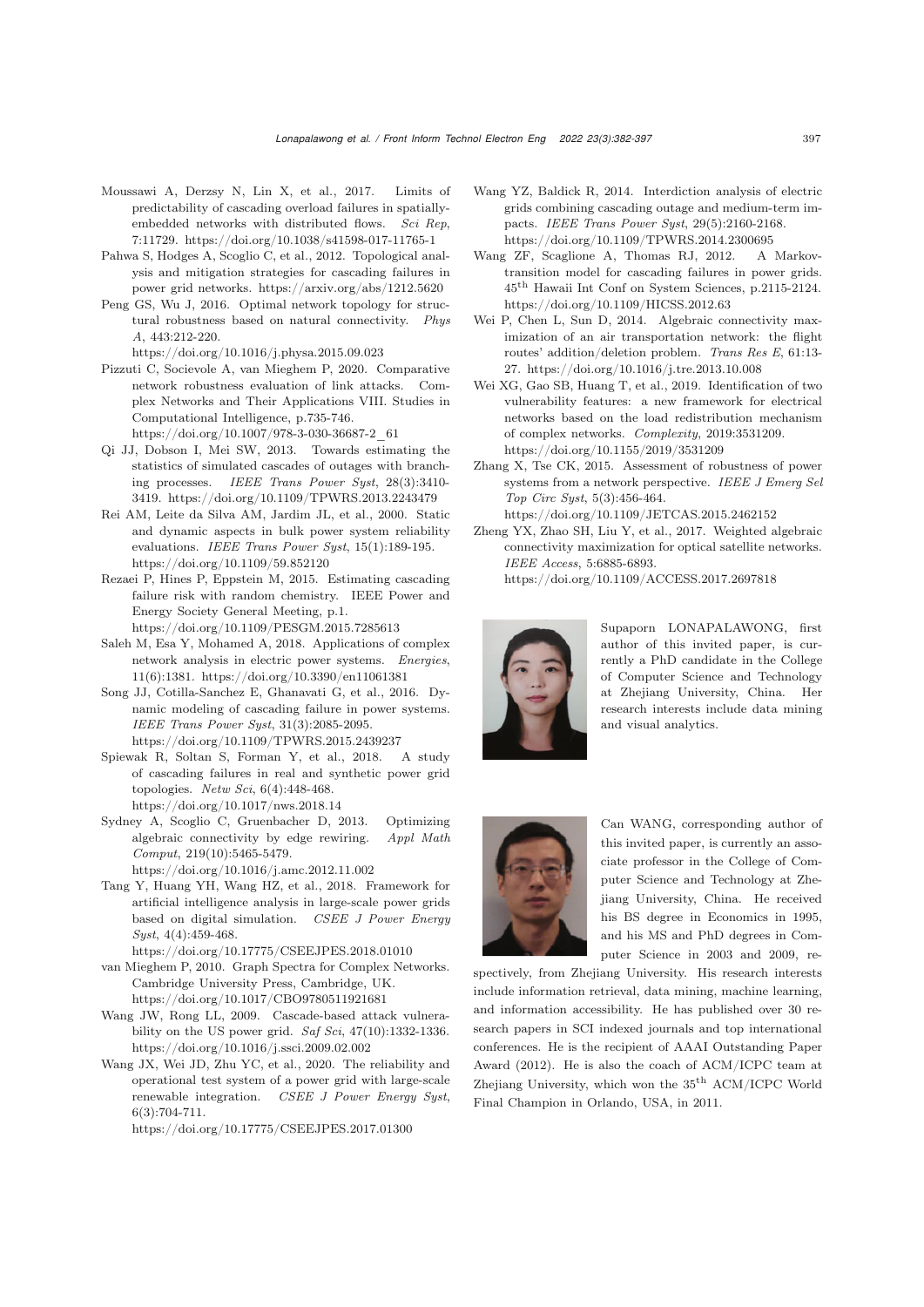Moussawi A, Derzsy N, Lin X, et al., 2017. Limits of predictability of cascading overload failures in spatially-embedded networks with distributed flows. *Sci Rep*, 7:11729. https://doi.org/10.1038/s41598-017-11765-1

Pahwa S, Hodges A, Scoglio C, et al., 2012. Topological analysis and mitigation strategies for cascading failures in power grid networks. https://arxiv.org/abs/1212.5620

Peng GS, Wu J, 2016. Optimal network topology for structural robustness based on natural connectivity. *Phys A*, 443:212-220. https://doi.org/10.1016/j.physa.2015.09.023

Pizzuti C, Socievole A, van Mieghem P, 2020. Comparative network robustness evaluation of link attacks. Complex Networks and Their Applications VIII. Studies in Computational Intelligence, p.735-746. https://doi.org/10.1007/978-3-030-36687-2_61

Qi JJ, Dobson I, Mei SW, 2013. Towards estimating the statistics of simulated cascades of outages with branching processes. *IEEE Trans Power Syst*, 28(3):3410-3419. https://doi.org/10.1109/TPWRS.2013.2243479

Rei AM, Leite da Silva AM, Jardim JL, et al., 2000. Static and dynamic aspects in bulk power system reliability evaluations. *IEEE Trans Power Syst*, 15(1):189-195. https://doi.org/10.1109/59.852120

Rezaei P, Hines P, Eppstein M, 2015. Estimating cascading failure risk with random chemistry. IEEE Power and Energy Society General Meeting, p.1. https://doi.org/10.1109/PESGM.2015.7285613

Saleh M, Esa Y, Mohamed A, 2018. Applications of complex network analysis in electric power systems. *Energies*, 11(6):1381. https://doi.org/10.3390/en11061381

Song JJ, Cotilla-Sanchez E, Ghanavati G, et al., 2016. Dynamic modeling of cascading failure in power systems. *IEEE Trans Power Syst*, 31(3):2085-2095. https://doi.org/10.1109/TPWRS.2015.2439237

Spiewak R, Soltan S, Forman Y, et al., 2018. A study of cascading failures in real and synthetic power grid topologies. *Netw Sci*, 6(4):448-468. https://doi.org/10.1017/nws.2018.14

Sydney A, Scoglio C, Gruenbacher D, 2013. Optimizing algebraic connectivity by edge rewiring. *Appl Math Comput*, 219(10):5465-5479. https://doi.org/10.1016/j.amc.2012.11.002

Tang Y, Huang YH, Wang HZ, et al., 2018. Framework for artificial intelligence analysis in large-scale power grids based on digital simulation. *CSEE J Power Energy Syst*, 4(4):459-468. https://doi.org/10.17775/CSEEJPES.2018.01010

van Mieghem P, 2010. Graph Spectra for Complex Networks. Cambridge University Press, Cambridge, UK. https://doi.org/10.1017/CBO9780511921681

Wang JW, Rong LL, 2009. Cascade-based attack vulnerability on the US power grid. *Saf Sci*, 47(10):1332-1336. https://doi.org/10.1016/j.ssci.2009.02.002

Wang JX, Wei JD, Zhu YC, et al., 2020. The reliability and operational test system of a power grid with large-scale renewable integration. *CSEE J Power Energy Syst*, 6(3):704-711. https://doi.org/10.17775/CSEEJPES.2017.01300

Wang YZ, Baldick R, 2014. Interdiction analysis of electric grids combining cascading outage and medium-term impacts. *IEEE Trans Power Syst*, 29(5):2160-2168. https://doi.org/10.1109/TPWRS.2014.2300695

Wang ZF, Scaglione A, Thomas RJ, 2012. A Markov-transition model for cascading failures in power grids. 45th Hawaii Int Conf on System Sciences, p.2115-2124. https://doi.org/10.1109/HICSS.2012.63

Wei P, Chen L, Sun D, 2014. Algebraic connectivity maximization of an air transportation network: the flight routes' addition/deletion problem. *Trans Res E*, 61:13-27. https://doi.org/10.1016/j.tre.2013.10.008

Wei XG, Gao SB, Huang T, et al., 2019. Identification of two vulnerability features: a new framework for electrical networks based on the load redistribution mechanism of complex networks. *Complexity*, 2019:3531209. https://doi.org/10.1155/2019/3531209

Zhang X, Tse CK, 2015. Assessment of robustness of power systems from a network perspective. *IEEE J Emerg Sel Top Circ Syst*, 5(3):456-464. https://doi.org/10.1109/JETCAS.2015.2462152

Zheng YX, Zhao SH, Liu Y, et al., 2017. Weighted algebraic connectivity maximization for optical satellite networks. *IEEE Access*, 5:6885-6893. https://doi.org/10.1109/ACCESS.2017.2697818

Supaporn LONAPALAWONG, first author of this invited paper, is currently a PhD candidate in the College of Computer Science and Technology at Zhejiang University, China. Her research interests include data mining and visual analytics.

Can WANG, corresponding author of this invited paper, is currently an associate professor in the College of Computer Science and Technology at Zhejiang University, China. He received his BS degree in Economics in 1995, and his MS and PhD degrees in Computer Science in 2003 and 2009, respectively, from Zhejiang University. His research interests include information retrieval, data mining, machine learning, and information accessibility. He has published over 30 research papers in SCI indexed journals and top international conferences. He is the recipient of AAAI Outstanding Paper Award (2012). He is also the coach of ACM/ICPC team at Zhejiang University, which won the 35th ACM/ICPC World Final Champion in Orlando, USA, in 2011.